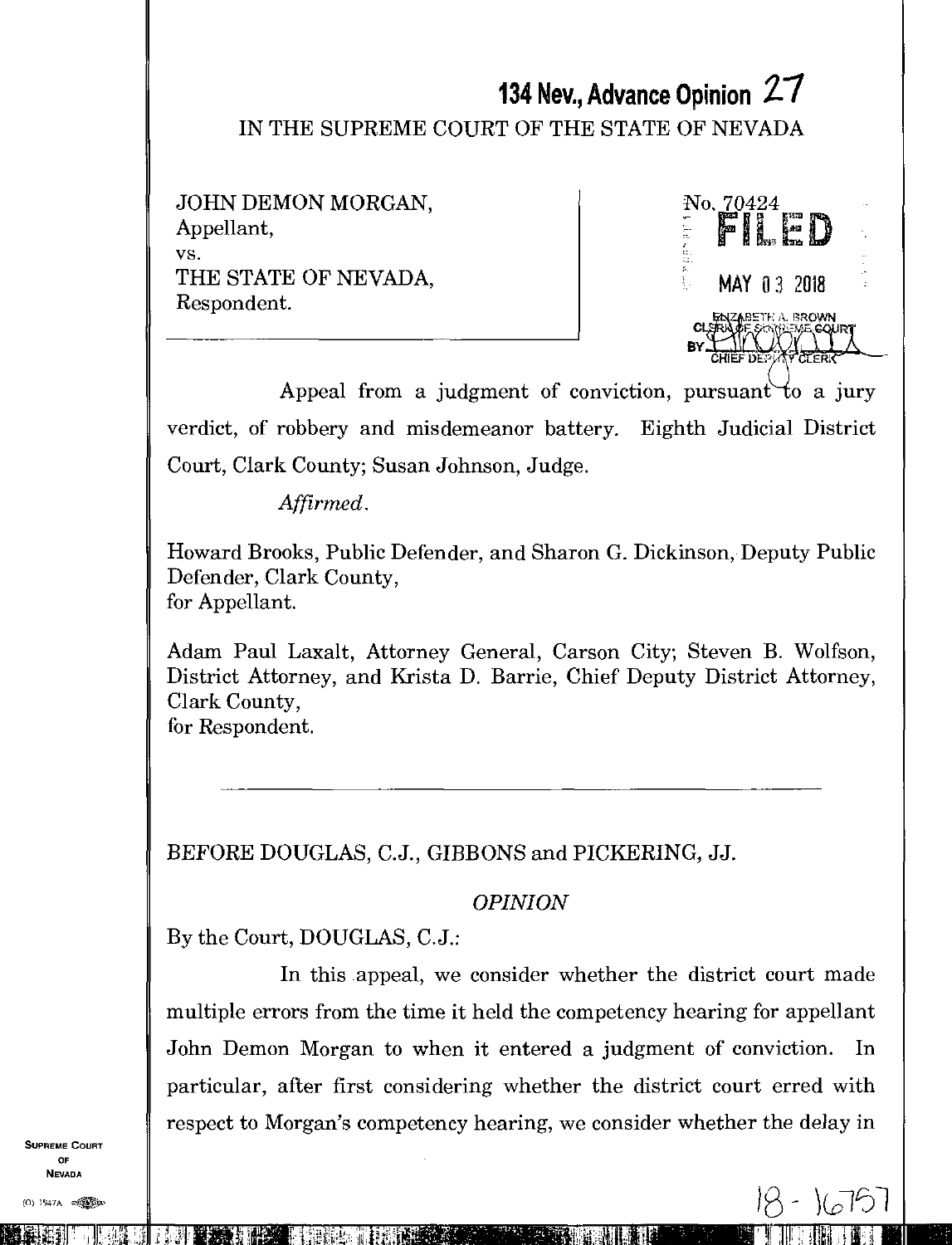# 134 Nev., Advance Opinion 27

IN THE SUPREME COURT OF THE STATE OF NEVADA

JOHN DEMON MORGAN,
Appellant,
vs.
THE STATE OF NEVADA,
Respondent.

No. 70424

FILED

MAY 03 2018

ELIZABETH A. BROWN
CLERK OF SUPREME COURT
BY
CHIEF DEPUTY CLERK

Appeal from a judgment of conviction, pursuant to a jury verdict, of robbery and misdemeanor battery. Eighth Judicial District Court, Clark County; Susan Johnson, Judge.

*Affirmed.*

Howard Brooks, Public Defender, and Sharon G. Dickinson, Deputy Public Defender, Clark County,
for Appellant.

Adam Paul Laxalt, Attorney General, Carson City; Steven B. Wolfson, District Attorney, and Krista D. Barrie, Chief Deputy District Attorney, Clark County,
for Respondent.

---

BEFORE DOUGLAS, C.J., GIBBONS and PICKERING, JJ.

## *OPINION*

By the Court, DOUGLAS, C.J.:

In this appeal, we consider whether the district court made multiple errors from the time it held the competency hearing for appellant John Demon Morgan to when it entered a judgment of conviction. In particular, after first considering whether the district court erred with respect to Morgan's competency hearing, we consider whether the delay in

18-16757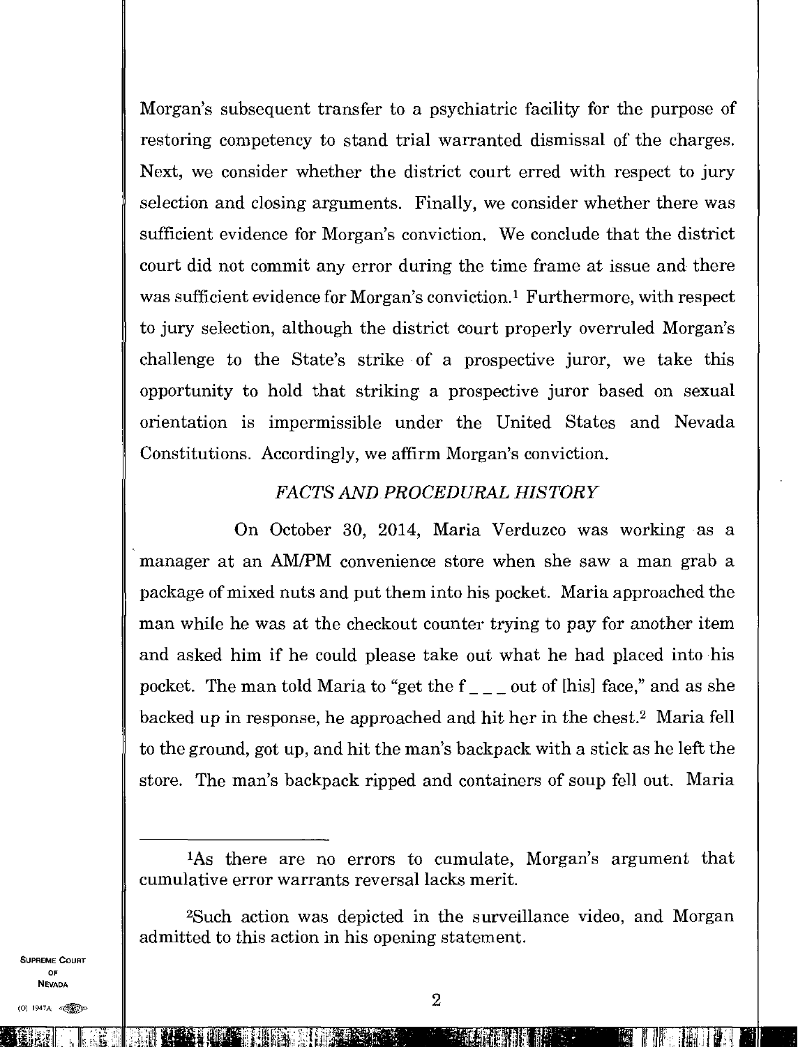Morgan's subsequent transfer to a psychiatric facility for the purpose of restoring competency to stand trial warranted dismissal of the charges. Next, we consider whether the district court erred with respect to jury selection and closing arguments. Finally, we consider whether there was sufficient evidence for Morgan's conviction. We conclude that the district court did not commit any error during the time frame at issue and there was sufficient evidence for Morgan's conviction.[1] Furthermore, with respect to jury selection, although the district court properly overruled Morgan's challenge to the State's strike of a prospective juror, we take this opportunity to hold that striking a prospective juror based on sexual orientation is impermissible under the United States and Nevada Constitutions. Accordingly, we affirm Morgan's conviction.

## *FACTS AND PROCEDURAL HISTORY*

On October 30, 2014, Maria Verduzco was working as a manager at an AM/PM convenience store when she saw a man grab a package of mixed nuts and put them into his pocket. Maria approached the man while he was at the checkout counter trying to pay for another item and asked him if he could please take out what he had placed into his pocket. The man told Maria to "get the f _ _ _ out of [his] face," and as she backed up in response, he approached and hit her in the chest.[2] Maria fell to the ground, got up, and hit the man's backpack with a stick as he left the store. The man's backpack ripped and containers of soup fell out. Maria

---

[1]As there are no errors to cumulate, Morgan's argument that cumulative error warrants reversal lacks merit.

[2]Such action was depicted in the surveillance video, and Morgan admitted to this action in his opening statement.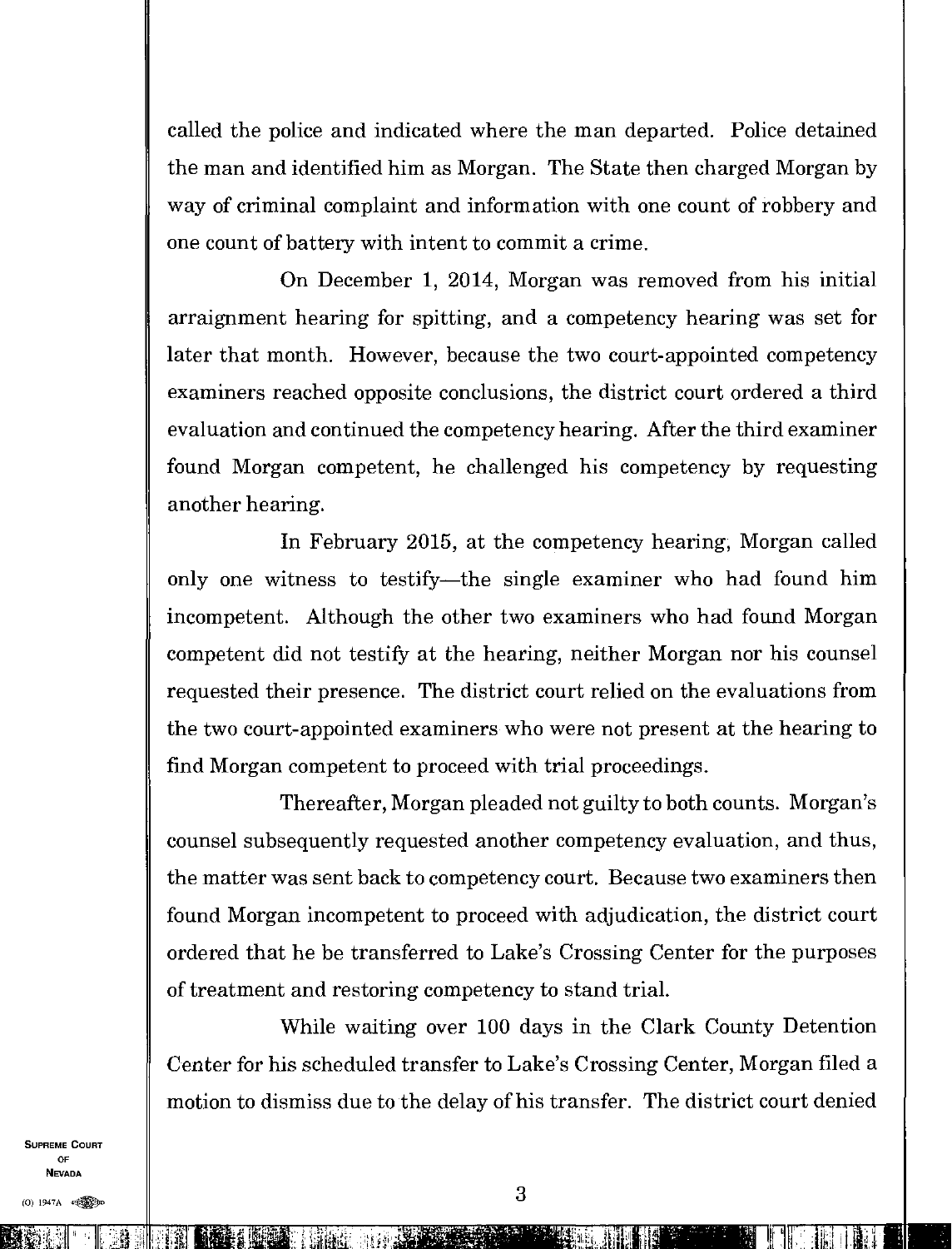called the police and indicated where the man departed. Police detained the man and identified him as Morgan. The State then charged Morgan by way of criminal complaint and information with one count of robbery and one count of battery with intent to commit a crime.

On December 1, 2014, Morgan was removed from his initial arraignment hearing for spitting, and a competency hearing was set for later that month. However, because the two court-appointed competency examiners reached opposite conclusions, the district court ordered a third evaluation and continued the competency hearing. After the third examiner found Morgan competent, he challenged his competency by requesting another hearing.

In February 2015, at the competency hearing, Morgan called only one witness to testify—the single examiner who had found him incompetent. Although the other two examiners who had found Morgan competent did not testify at the hearing, neither Morgan nor his counsel requested their presence. The district court relied on the evaluations from the two court-appointed examiners who were not present at the hearing to find Morgan competent to proceed with trial proceedings.

Thereafter, Morgan pleaded not guilty to both counts. Morgan's counsel subsequently requested another competency evaluation, and thus, the matter was sent back to competency court. Because two examiners then found Morgan incompetent to proceed with adjudication, the district court ordered that he be transferred to Lake's Crossing Center for the purposes of treatment and restoring competency to stand trial.

While waiting over 100 days in the Clark County Detention Center for his scheduled transfer to Lake's Crossing Center, Morgan filed a motion to dismiss due to the delay of his transfer. The district court denied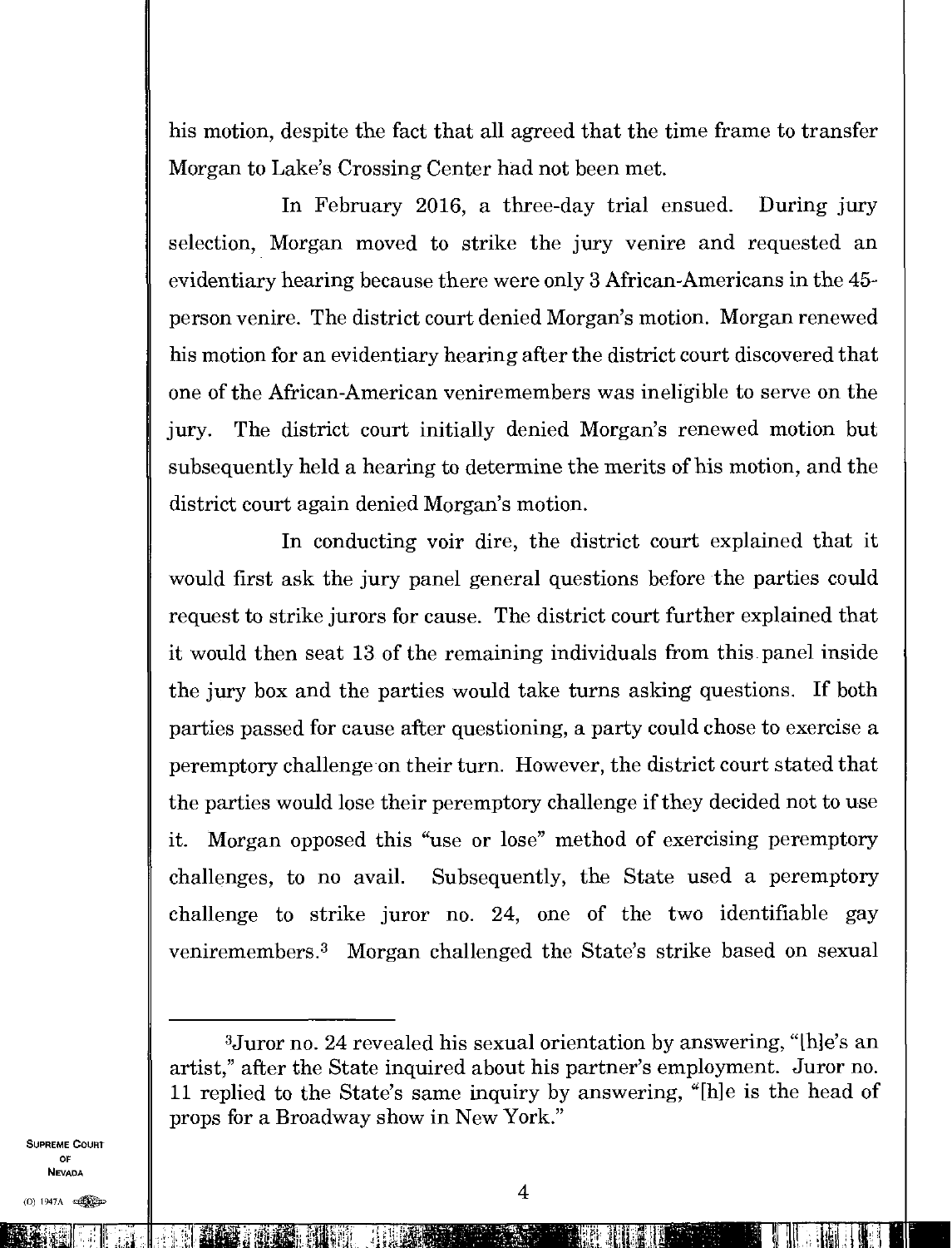his motion, despite the fact that all agreed that the time frame to transfer Morgan to Lake's Crossing Center had not been met.

In February 2016, a three-day trial ensued. During jury selection, Morgan moved to strike the jury venire and requested an evidentiary hearing because there were only 3 African-Americans in the 45-person venire. The district court denied Morgan's motion. Morgan renewed his motion for an evidentiary hearing after the district court discovered that one of the African-American veniremembers was ineligible to serve on the jury. The district court initially denied Morgan's renewed motion but subsequently held a hearing to determine the merits of his motion, and the district court again denied Morgan's motion.

In conducting voir dire, the district court explained that it would first ask the jury panel general questions before the parties could request to strike jurors for cause. The district court further explained that it would then seat 13 of the remaining individuals from this panel inside the jury box and the parties would take turns asking questions. If both parties passed for cause after questioning, a party could chose to exercise a peremptory challenge on their turn. However, the district court stated that the parties would lose their peremptory challenge if they decided not to use it. Morgan opposed this "use or lose" method of exercising peremptory challenges, to no avail. Subsequently, the State used a peremptory challenge to strike juror no. 24, one of the two identifiable gay veniremembers.[3] Morgan challenged the State's strike based on sexual

---

[3]Juror no. 24 revealed his sexual orientation by answering, "[h]e's an artist," after the State inquired about his partner's employment. Juror no. 11 replied to the State's same inquiry by answering, "[h]e is the head of props for a Broadway show in New York."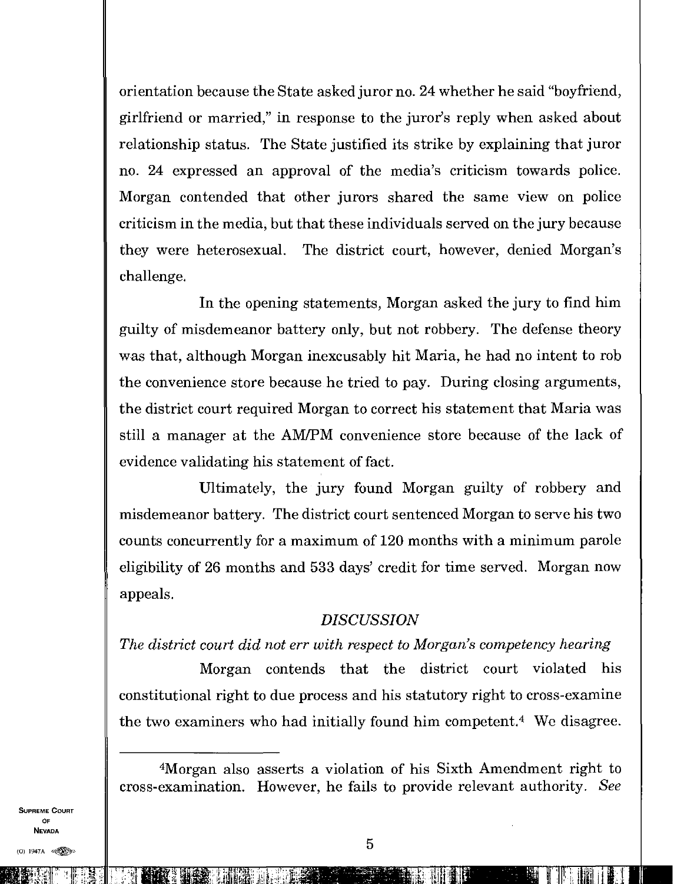orientation because the State asked juror no. 24 whether he said "boyfriend, girlfriend or married," in response to the juror's reply when asked about relationship status. The State justified its strike by explaining that juror no. 24 expressed an approval of the media's criticism towards police. Morgan contended that other jurors shared the same view on police criticism in the media, but that these individuals served on the jury because they were heterosexual. The district court, however, denied Morgan's challenge.

In the opening statements, Morgan asked the jury to find him guilty of misdemeanor battery only, but not robbery. The defense theory was that, although Morgan inexcusably hit Maria, he had no intent to rob the convenience store because he tried to pay. During closing arguments, the district court required Morgan to correct his statement that Maria was still a manager at the AM/PM convenience store because of the lack of evidence validating his statement of fact.

Ultimately, the jury found Morgan guilty of robbery and misdemeanor battery. The district court sentenced Morgan to serve his two counts concurrently for a maximum of 120 months with a minimum parole eligibility of 26 months and 533 days' credit for time served. Morgan now appeals.

## *DISCUSSION*

*The district court did not err with respect to Morgan's competency hearing*

Morgan contends that the district court violated his constitutional right to due process and his statutory right to cross-examine the two examiners who had initially found him competent.[4] We disagree.

---

[4]Morgan also asserts a violation of his Sixth Amendment right to cross-examination. However, he fails to provide relevant authority. *See*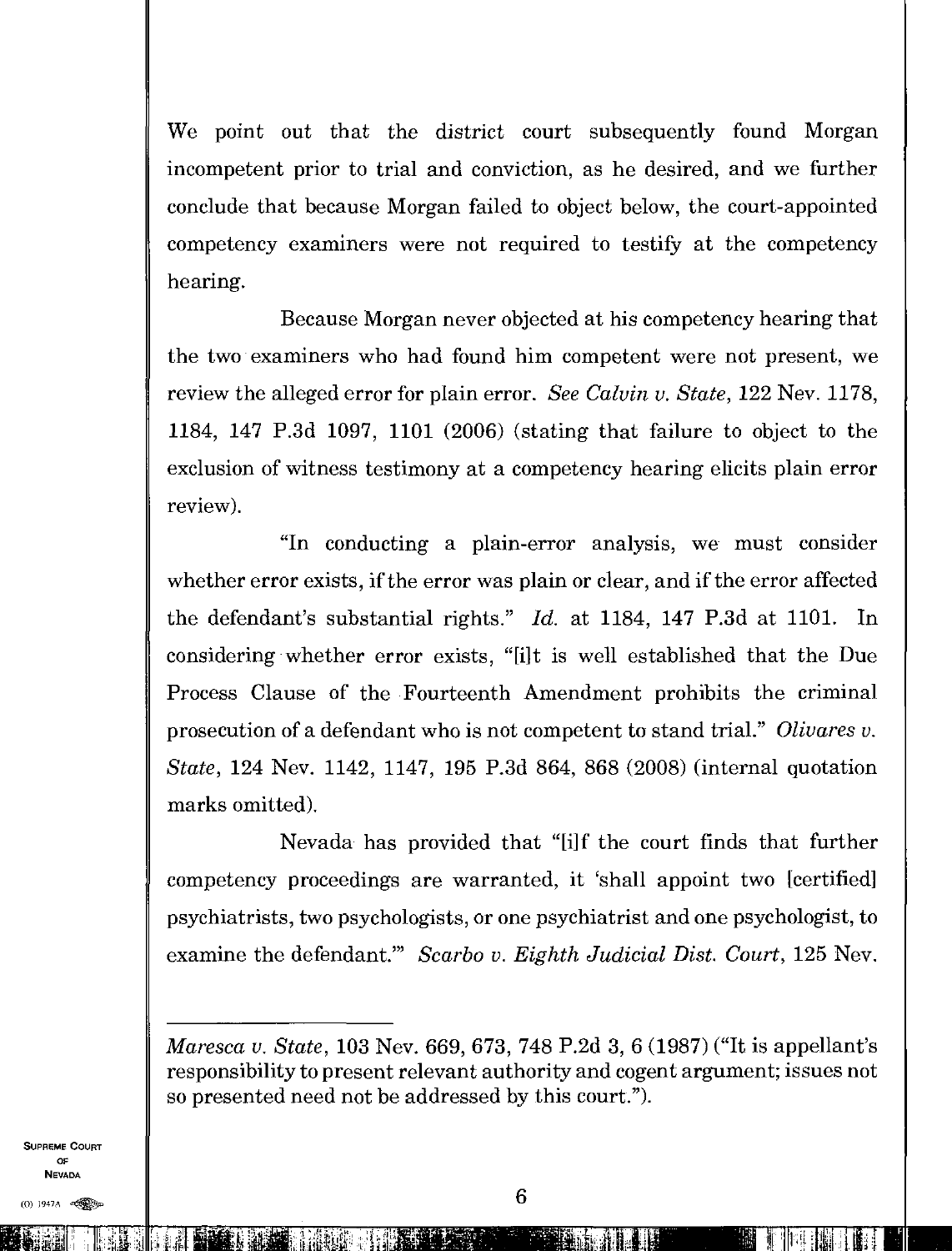We point out that the district court subsequently found Morgan incompetent prior to trial and conviction, as he desired, and we further conclude that because Morgan failed to object below, the court-appointed competency examiners were not required to testify at the competency hearing.

Because Morgan never objected at his competency hearing that the two examiners who had found him competent were not present, we review the alleged error for plain error. *See Calvin v. State*, 122 Nev. 1178, 1184, 147 P.3d 1097, 1101 (2006) (stating that failure to object to the exclusion of witness testimony at a competency hearing elicits plain error review).

"In conducting a plain-error analysis, we must consider whether error exists, if the error was plain or clear, and if the error affected the defendant's substantial rights." *Id.* at 1184, 147 P.3d at 1101. In considering whether error exists, "[i]t is well established that the Due Process Clause of the Fourteenth Amendment prohibits the criminal prosecution of a defendant who is not competent to stand trial." *Olivares v. State*, 124 Nev. 1142, 1147, 195 P.3d 864, 868 (2008) (internal quotation marks omitted).

Nevada has provided that "[i]f the court finds that further competency proceedings are warranted, it 'shall appoint two [certified] psychiatrists, two psychologists, or one psychiatrist and one psychologist, to examine the defendant.'" *Scarbo v. Eighth Judicial Dist. Court*, 125 Nev.

---

*Maresca v. State*, 103 Nev. 669, 673, 748 P.2d 3, 6 (1987) ("It is appellant's responsibility to present relevant authority and cogent argument; issues not so presented need not be addressed by this court.").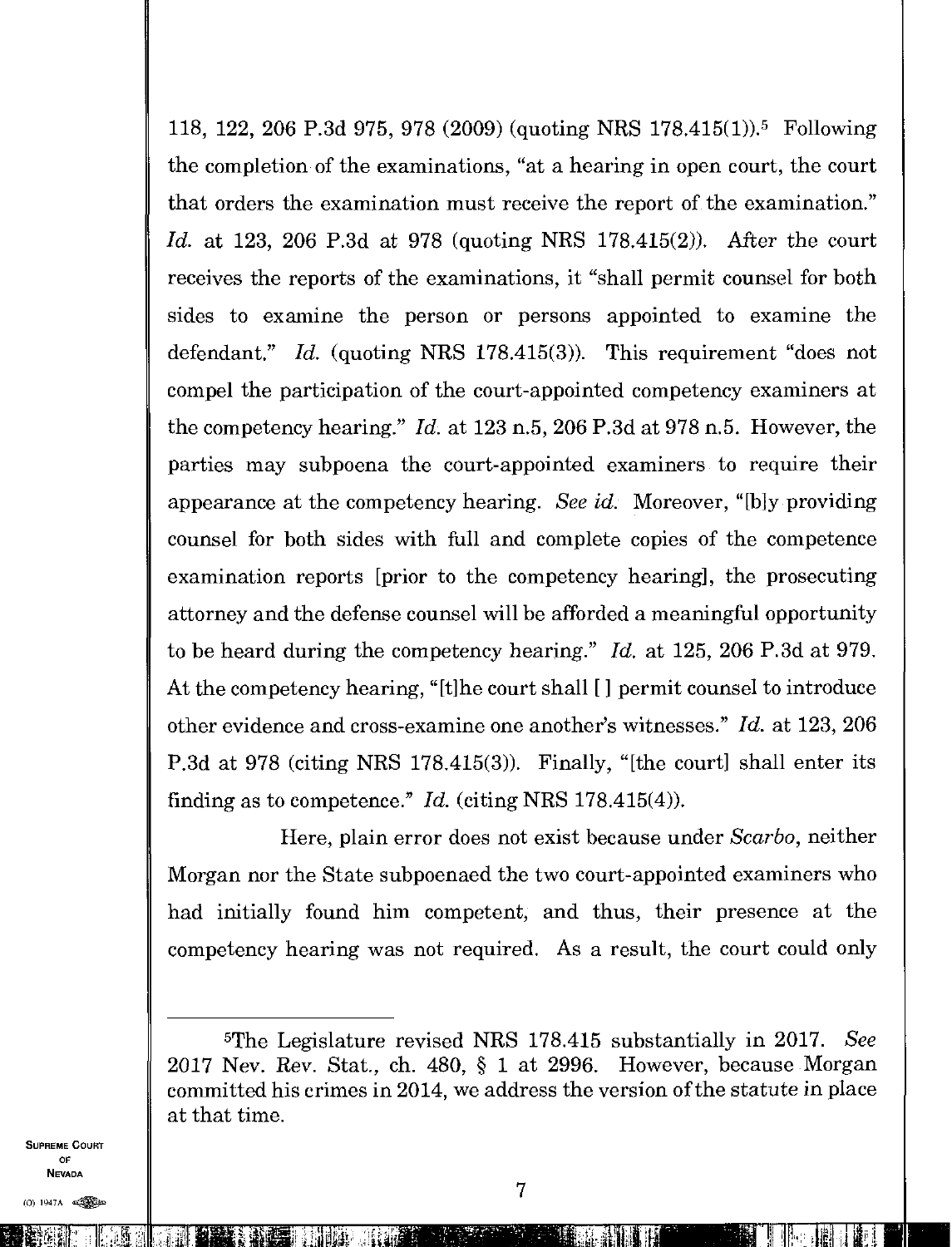118, 122, 206 P.3d 975, 978 (2009) (quoting NRS 178.415(1)).[5] Following the completion of the examinations, "at a hearing in open court, the court that orders the examination must receive the report of the examination." *Id.* at 123, 206 P.3d at 978 (quoting NRS 178.415(2)). After the court receives the reports of the examinations, it "shall permit counsel for both sides to examine the person or persons appointed to examine the defendant." *Id.* (quoting NRS 178.415(3)). This requirement "does not compel the participation of the court-appointed competency examiners at the competency hearing." *Id.* at 123 n.5, 206 P.3d at 978 n.5. However, the parties may subpoena the court-appointed examiners to require their appearance at the competency hearing. *See id.* Moreover, "[b]y providing counsel for both sides with full and complete copies of the competence examination reports [prior to the competency hearing], the prosecuting attorney and the defense counsel will be afforded a meaningful opportunity to be heard during the competency hearing." *Id.* at 125, 206 P.3d at 979. At the competency hearing, "[t]he court shall [ ] permit counsel to introduce other evidence and cross-examine one another's witnesses." *Id.* at 123, 206 P.3d at 978 (citing NRS 178.415(3)). Finally, "[the court] shall enter its finding as to competence." *Id.* (citing NRS 178.415(4)).

Here, plain error does not exist because under *Scarbo*, neither Morgan nor the State subpoenaed the two court-appointed examiners who had initially found him competent, and thus, their presence at the competency hearing was not required. As a result, the court could only

---

[5]The Legislature revised NRS 178.415 substantially in 2017. *See* 2017 Nev. Rev. Stat., ch. 480, § 1 at 2996. However, because Morgan committed his crimes in 2014, we address the version of the statute in place at that time.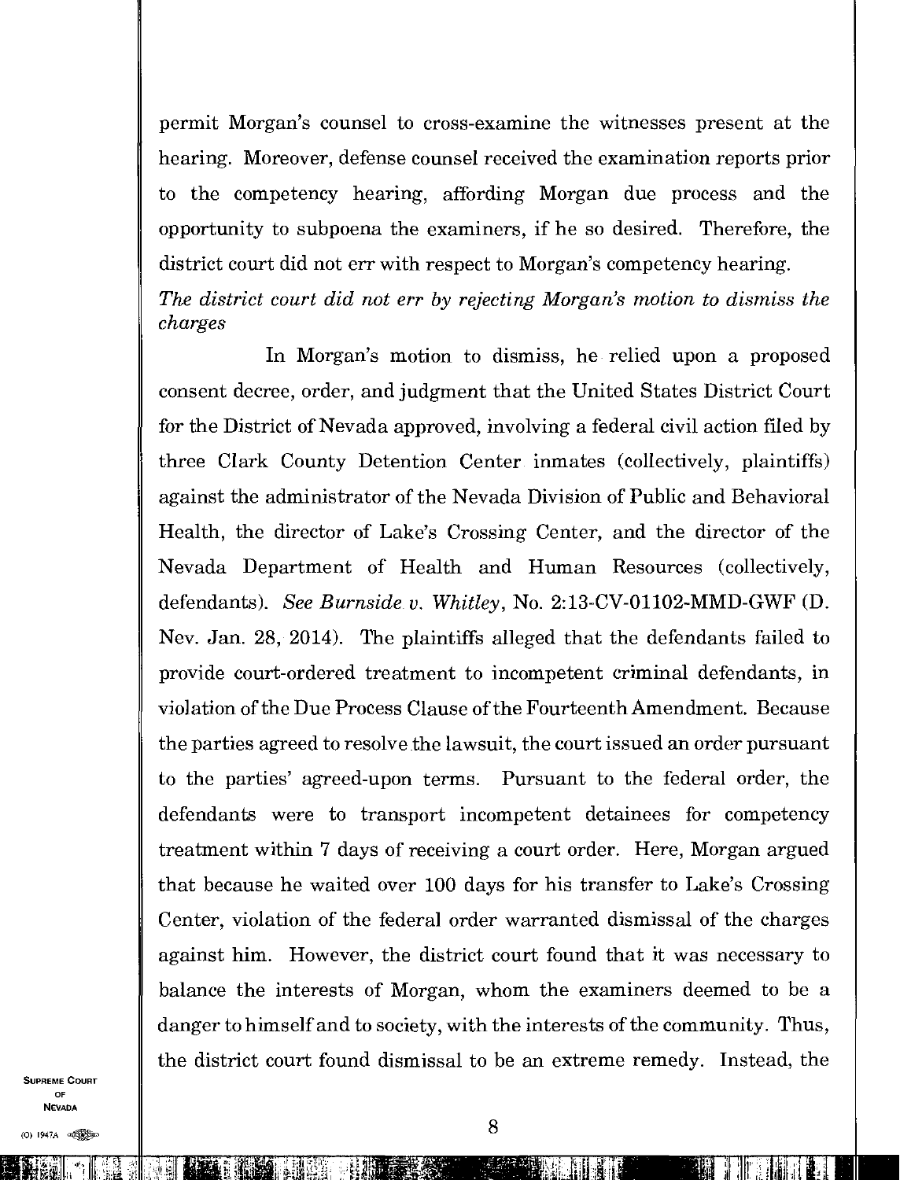permit Morgan's counsel to cross-examine the witnesses present at the hearing. Moreover, defense counsel received the examination reports prior to the competency hearing, affording Morgan due process and the opportunity to subpoena the examiners, if he so desired. Therefore, the district court did not err with respect to Morgan's competency hearing.

*The district court did not err by rejecting Morgan's motion to dismiss the charges*

In Morgan's motion to dismiss, he relied upon a proposed consent decree, order, and judgment that the United States District Court for the District of Nevada approved, involving a federal civil action filed by three Clark County Detention Center inmates (collectively, plaintiffs) against the administrator of the Nevada Division of Public and Behavioral Health, the director of Lake's Crossing Center, and the director of the Nevada Department of Health and Human Resources (collectively, defendants). *See Burnside v. Whitley*, No. 2:13-CV-01102-MMD-GWF (D. Nev. Jan. 28, 2014). The plaintiffs alleged that the defendants failed to provide court-ordered treatment to incompetent criminal defendants, in violation of the Due Process Clause of the Fourteenth Amendment. Because the parties agreed to resolve the lawsuit, the court issued an order pursuant to the parties' agreed-upon terms. Pursuant to the federal order, the defendants were to transport incompetent detainees for competency treatment within 7 days of receiving a court order. Here, Morgan argued that because he waited over 100 days for his transfer to Lake's Crossing Center, violation of the federal order warranted dismissal of the charges against him. However, the district court found that it was necessary to balance the interests of Morgan, whom the examiners deemed to be a danger to himself and to society, with the interests of the community. Thus, the district court found dismissal to be an extreme remedy. Instead, the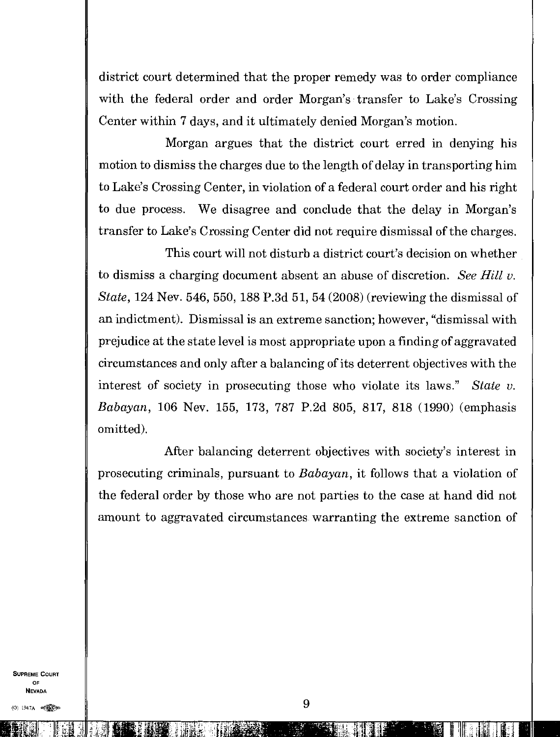district court determined that the proper remedy was to order compliance with the federal order and order Morgan's transfer to Lake's Crossing Center within 7 days, and it ultimately denied Morgan's motion.

Morgan argues that the district court erred in denying his motion to dismiss the charges due to the length of delay in transporting him to Lake's Crossing Center, in violation of a federal court order and his right to due process. We disagree and conclude that the delay in Morgan's transfer to Lake's Crossing Center did not require dismissal of the charges.

This court will not disturb a district court's decision on whether to dismiss a charging document absent an abuse of discretion. *See Hill v. State*, 124 Nev. 546, 550, 188 P.3d 51, 54 (2008) (reviewing the dismissal of an indictment). Dismissal is an extreme sanction; however, "dismissal with prejudice at the state level is most appropriate upon a finding of aggravated circumstances and only after a balancing of its deterrent objectives with the interest of society in prosecuting those who violate its laws." *State v. Babayan*, 106 Nev. 155, 173, 787 P.2d 805, 817, 818 (1990) (emphasis omitted).

After balancing deterrent objectives with society's interest in prosecuting criminals, pursuant to *Babayan*, it follows that a violation of the federal order by those who are not parties to the case at hand did not amount to aggravated circumstances warranting the extreme sanction of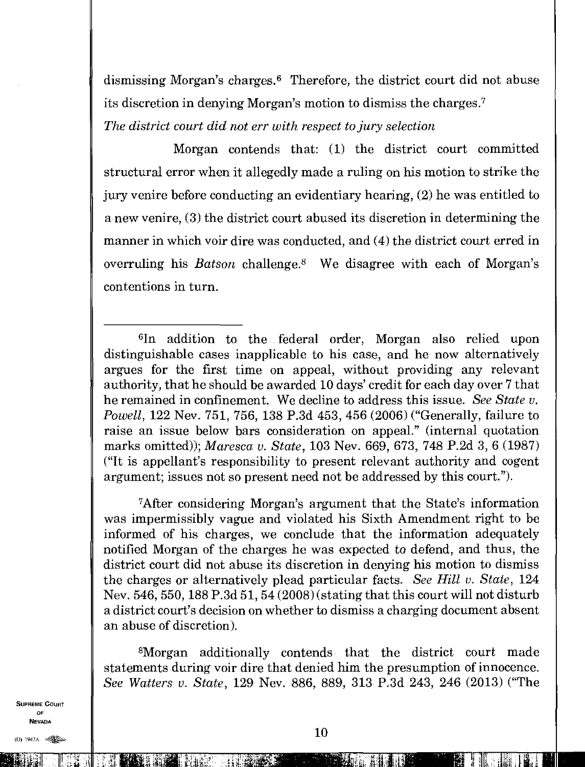dismissing Morgan's charges.[6] Therefore, the district court did not abuse its discretion in denying Morgan's motion to dismiss the charges.[7]

*The district court did not err with respect to jury selection*

Morgan contends that: (1) the district court committed structural error when it allegedly made a ruling on his motion to strike the jury venire before conducting an evidentiary hearing, (2) he was entitled to a new venire, (3) the district court abused its discretion in determining the manner in which voir dire was conducted, and (4) the district court erred in overruling his *Batson* challenge.[8] We disagree with each of Morgan's contentions in turn.

---

[6]In addition to the federal order, Morgan also relied upon distinguishable cases inapplicable to his case, and he now alternatively argues for the first time on appeal, without providing any relevant authority, that he should be awarded 10 days' credit for each day over 7 that he remained in confinement. We decline to address this issue. *See State v. Powell*, 122 Nev. 751, 756, 138 P.3d 453, 456 (2006) ("Generally, failure to raise an issue below bars consideration on appeal." (internal quotation marks omitted)); *Maresca v. State*, 103 Nev. 669, 673, 748 P.2d 3, 6 (1987) ("It is appellant's responsibility to present relevant authority and cogent argument; issues not so present need not be addressed by this court.").

[7]After considering Morgan's argument that the State's information was impermissibly vague and violated his Sixth Amendment right to be informed of his charges, we conclude that the information adequately notified Morgan of the charges he was expected to defend, and thus, the district court did not abuse its discretion in denying his motion to dismiss the charges or alternatively plead particular facts. *See Hill v. State*, 124 Nev. 546, 550, 188 P.3d 51, 54 (2008) (stating that this court will not disturb a district court's decision on whether to dismiss a charging document absent an abuse of discretion).

[8]Morgan additionally contends that the district court made statements during voir dire that denied him the presumption of innocence. *See Watters v. State*, 129 Nev. 886, 889, 313 P.3d 243, 246 (2013) ("The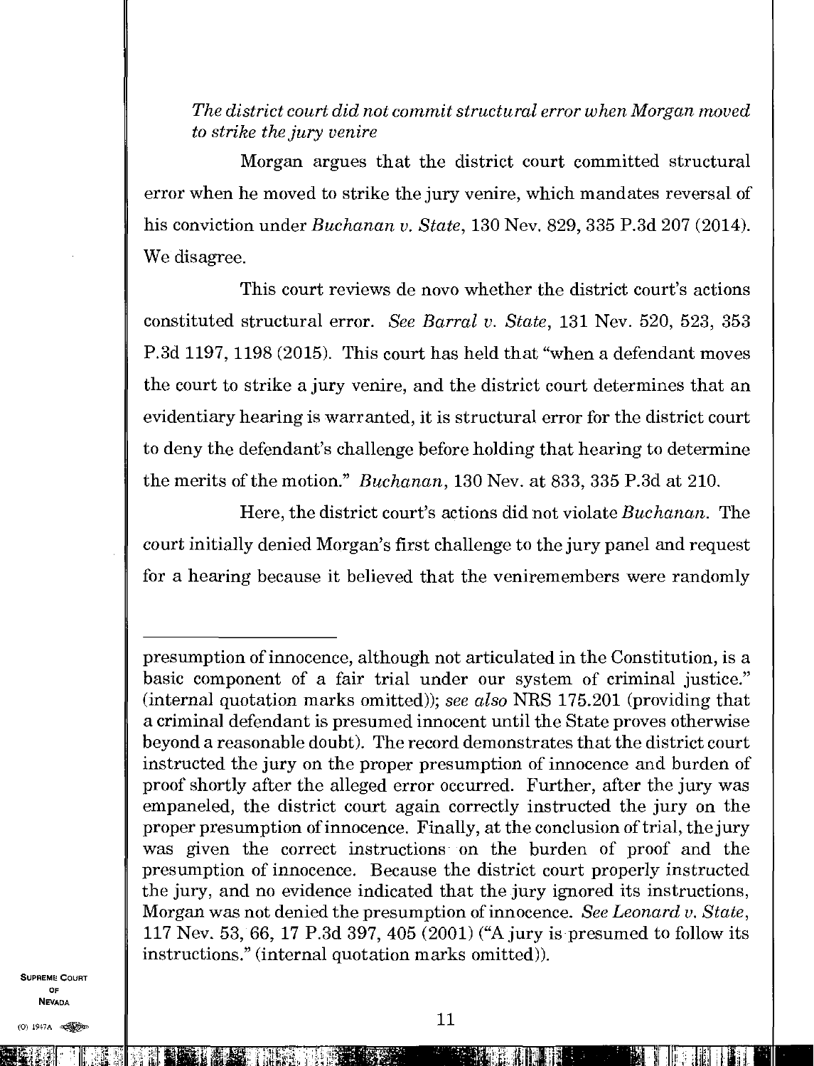*The district court did not commit structural error when Morgan moved to strike the jury venire*

Morgan argues that the district court committed structural error when he moved to strike the jury venire, which mandates reversal of his conviction under *Buchanan v. State*, 130 Nev. 829, 335 P.3d 207 (2014). We disagree.

This court reviews de novo whether the district court's actions constituted structural error. *See Barral v. State*, 131 Nev. 520, 523, 353 P.3d 1197, 1198 (2015). This court has held that "when a defendant moves the court to strike a jury venire, and the district court determines that an evidentiary hearing is warranted, it is structural error for the district court to deny the defendant's challenge before holding that hearing to determine the merits of the motion." *Buchanan*, 130 Nev. at 833, 335 P.3d at 210.

Here, the district court's actions did not violate *Buchanan*. The court initially denied Morgan's first challenge to the jury panel and request for a hearing because it believed that the veniremembers were randomly

---

presumption of innocence, although not articulated in the Constitution, is a basic component of a fair trial under our system of criminal justice." (internal quotation marks omitted)); *see also* NRS 175.201 (providing that a criminal defendant is presumed innocent until the State proves otherwise beyond a reasonable doubt). The record demonstrates that the district court instructed the jury on the proper presumption of innocence and burden of proof shortly after the alleged error occurred. Further, after the jury was empaneled, the district court again correctly instructed the jury on the proper presumption of innocence. Finally, at the conclusion of trial, the jury was given the correct instructions on the burden of proof and the presumption of innocence. Because the district court properly instructed the jury, and no evidence indicated that the jury ignored its instructions, Morgan was not denied the presumption of innocence. *See Leonard v. State*, 117 Nev. 53, 66, 17 P.3d 397, 405 (2001) ("A jury is presumed to follow its instructions." (internal quotation marks omitted)).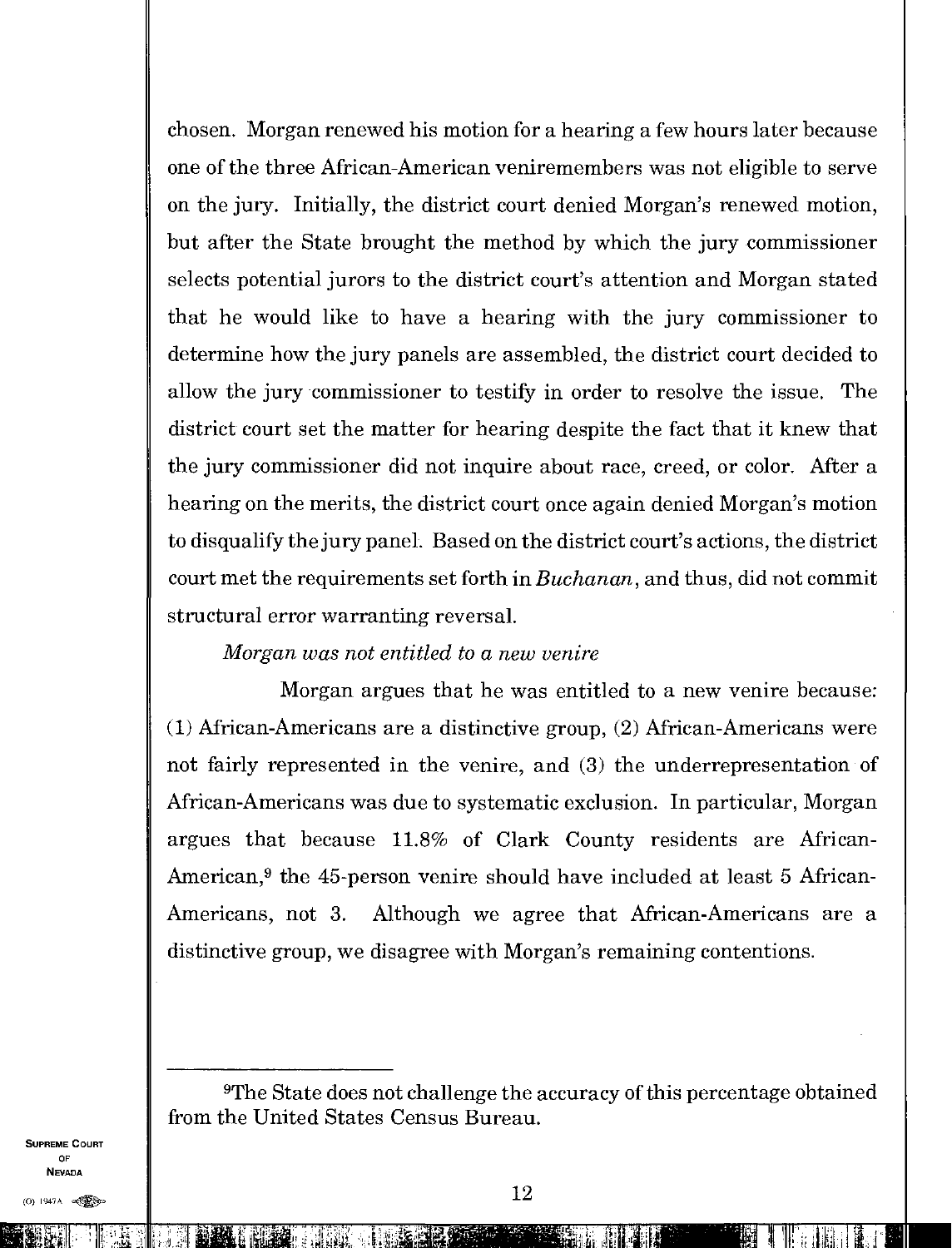chosen. Morgan renewed his motion for a hearing a few hours later because one of the three African-American veniremembers was not eligible to serve on the jury. Initially, the district court denied Morgan's renewed motion, but after the State brought the method by which the jury commissioner selects potential jurors to the district court's attention and Morgan stated that he would like to have a hearing with the jury commissioner to determine how the jury panels are assembled, the district court decided to allow the jury commissioner to testify in order to resolve the issue. The district court set the matter for hearing despite the fact that it knew that the jury commissioner did not inquire about race, creed, or color. After a hearing on the merits, the district court once again denied Morgan's motion to disqualify the jury panel. Based on the district court's actions, the district court met the requirements set forth in *Buchanan*, and thus, did not commit structural error warranting reversal.

*Morgan was not entitled to a new venire*

Morgan argues that he was entitled to a new venire because: (1) African-Americans are a distinctive group, (2) African-Americans were not fairly represented in the venire, and (3) the underrepresentation of African-Americans was due to systematic exclusion. In particular, Morgan argues that because 11.8% of Clark County residents are African-American,[9] the 45-person venire should have included at least 5 African-Americans, not 3. Although we agree that African-Americans are a distinctive group, we disagree with Morgan's remaining contentions.

---

[9]The State does not challenge the accuracy of this percentage obtained from the United States Census Bureau.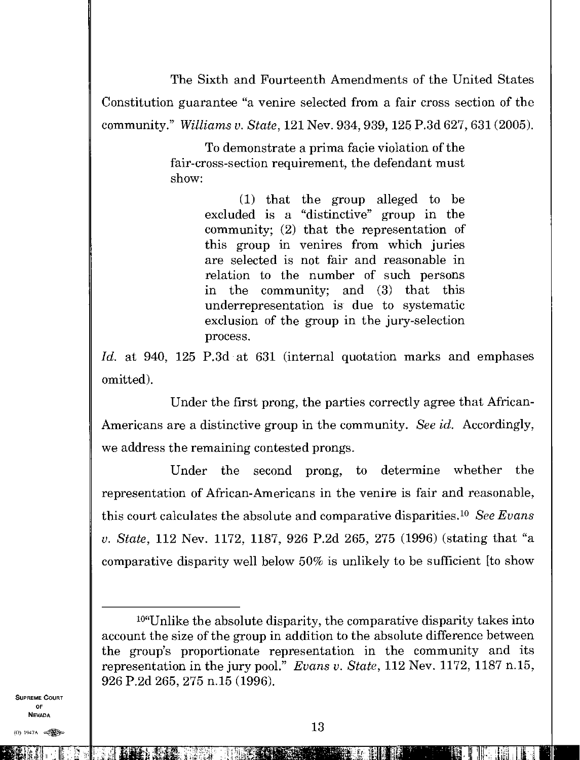The Sixth and Fourteenth Amendments of the United States Constitution guarantee "a venire selected from a fair cross section of the community." *Williams v. State*, 121 Nev. 934, 939, 125 P.3d 627, 631 (2005).

> To demonstrate a prima facie violation of the fair-cross-section requirement, the defendant must show:
>
> > (1) that the group alleged to be excluded is a "distinctive" group in the community; (2) that the representation of this group in venires from which juries are selected is not fair and reasonable in relation to the number of such persons in the community; and (3) that this underrepresentation is due to systematic exclusion of the group in the jury-selection process.

*Id.* at 940, 125 P.3d at 631 (internal quotation marks and emphases omitted).

Under the first prong, the parties correctly agree that African-Americans are a distinctive group in the community. *See id.* Accordingly, we address the remaining contested prongs.

Under the second prong, to determine whether the representation of African-Americans in the venire is fair and reasonable, this court calculates the absolute and comparative disparities.[10] *See Evans v. State*, 112 Nev. 1172, 1187, 926 P.2d 265, 275 (1996) (stating that "a comparative disparity well below 50% is unlikely to be sufficient [to show

---

[10]"Unlike the absolute disparity, the comparative disparity takes into account the size of the group in addition to the absolute difference between the group's proportionate representation in the community and its representation in the jury pool." *Evans v. State*, 112 Nev. 1172, 1187 n.15, 926 P.2d 265, 275 n.15 (1996).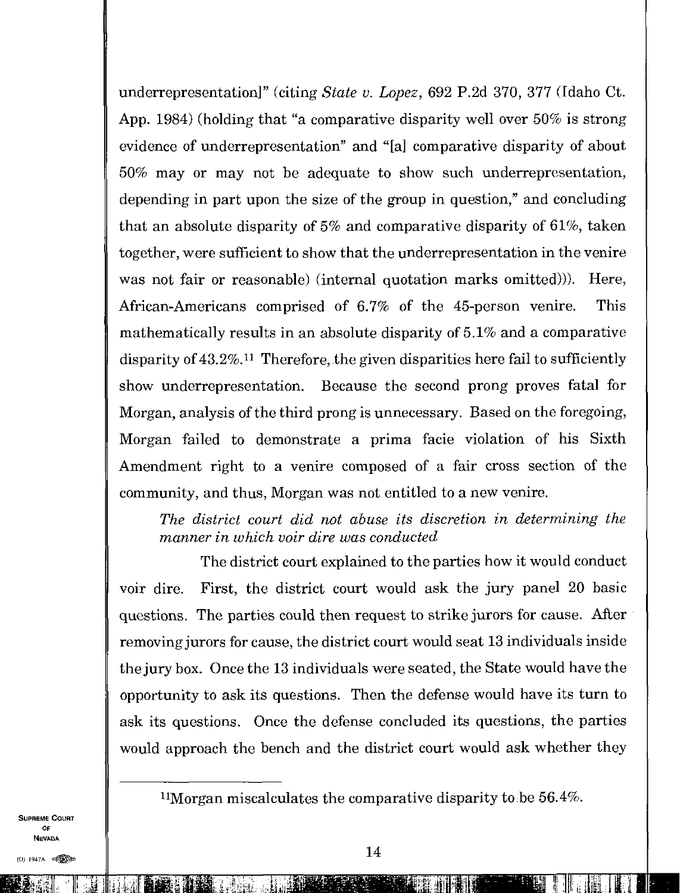underrepresentation]" (citing *State v. Lopez*, 692 P.2d 370, 377 (Idaho Ct. App. 1984) (holding that "a comparative disparity well over 50% is strong evidence of underrepresentation" and "[a] comparative disparity of about 50% may or may not be adequate to show such underrepresentation, depending in part upon the size of the group in question," and concluding that an absolute disparity of 5% and comparative disparity of 61%, taken together, were sufficient to show that the underrepresentation in the venire was not fair or reasonable) (internal quotation marks omitted))). Here, African-Americans comprised of 6.7% of the 45-person venire. This mathematically results in an absolute disparity of 5.1% and a comparative disparity of 43.2%.[11] Therefore, the given disparities here fail to sufficiently show underrepresentation. Because the second prong proves fatal for Morgan, analysis of the third prong is unnecessary. Based on the foregoing, Morgan failed to demonstrate a prima facie violation of his Sixth Amendment right to a venire composed of a fair cross section of the community, and thus, Morgan was not entitled to a new venire.

*The district court did not abuse its discretion in determining the manner in which voir dire was conducted*

The district court explained to the parties how it would conduct voir dire. First, the district court would ask the jury panel 20 basic questions. The parties could then request to strike jurors for cause. After removing jurors for cause, the district court would seat 13 individuals inside the jury box. Once the 13 individuals were seated, the State would have the opportunity to ask its questions. Then the defense would have its turn to ask its questions. Once the defense concluded its questions, the parties would approach the bench and the district court would ask whether they

---

[11]Morgan miscalculates the comparative disparity to be 56.4%.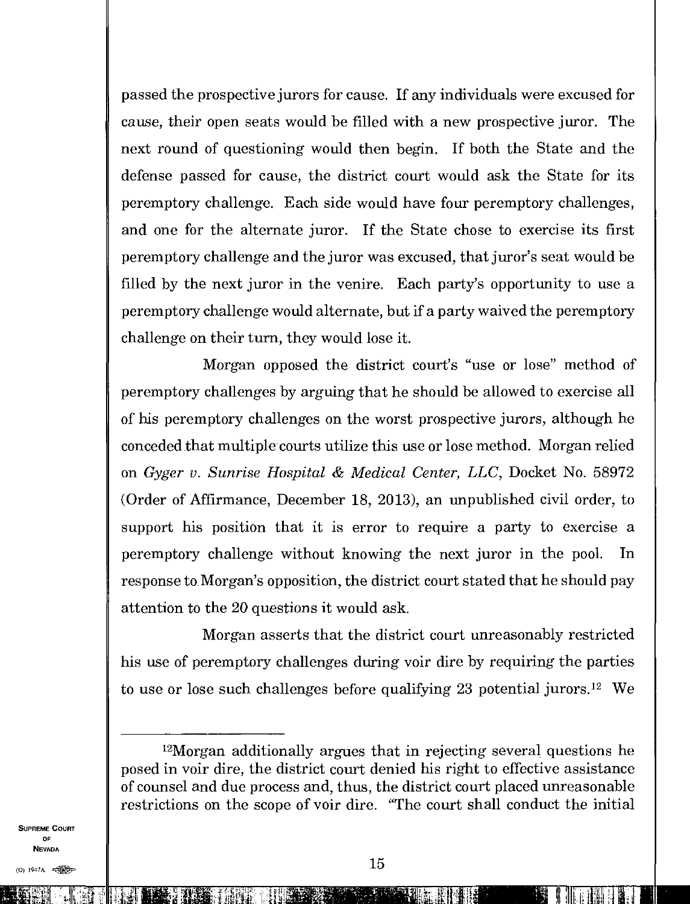passed the prospective jurors for cause. If any individuals were excused for cause, their open seats would be filled with a new prospective juror. The next round of questioning would then begin. If both the State and the defense passed for cause, the district court would ask the State for its peremptory challenge. Each side would have four peremptory challenges, and one for the alternate juror. If the State chose to exercise its first peremptory challenge and the juror was excused, that juror's seat would be filled by the next juror in the venire. Each party's opportunity to use a peremptory challenge would alternate, but if a party waived the peremptory challenge on their turn, they would lose it.

Morgan opposed the district court's "use or lose" method of peremptory challenges by arguing that he should be allowed to exercise all of his peremptory challenges on the worst prospective jurors, although he conceded that multiple courts utilize this use or lose method. Morgan relied on *Gyger v. Sunrise Hospital & Medical Center, LLC*, Docket No. 58972 (Order of Affirmance, December 18, 2013), an unpublished civil order, to support his position that it is error to require a party to exercise a peremptory challenge without knowing the next juror in the pool. In response to Morgan's opposition, the district court stated that he should pay attention to the 20 questions it would ask.

Morgan asserts that the district court unreasonably restricted his use of peremptory challenges during voir dire by requiring the parties to use or lose such challenges before qualifying 23 potential jurors.[12] We

---

[12]Morgan additionally argues that in rejecting several questions he posed in voir dire, the district court denied his right to effective assistance of counsel and due process and, thus, the district court placed unreasonable restrictions on the scope of voir dire. "The court shall conduct the initial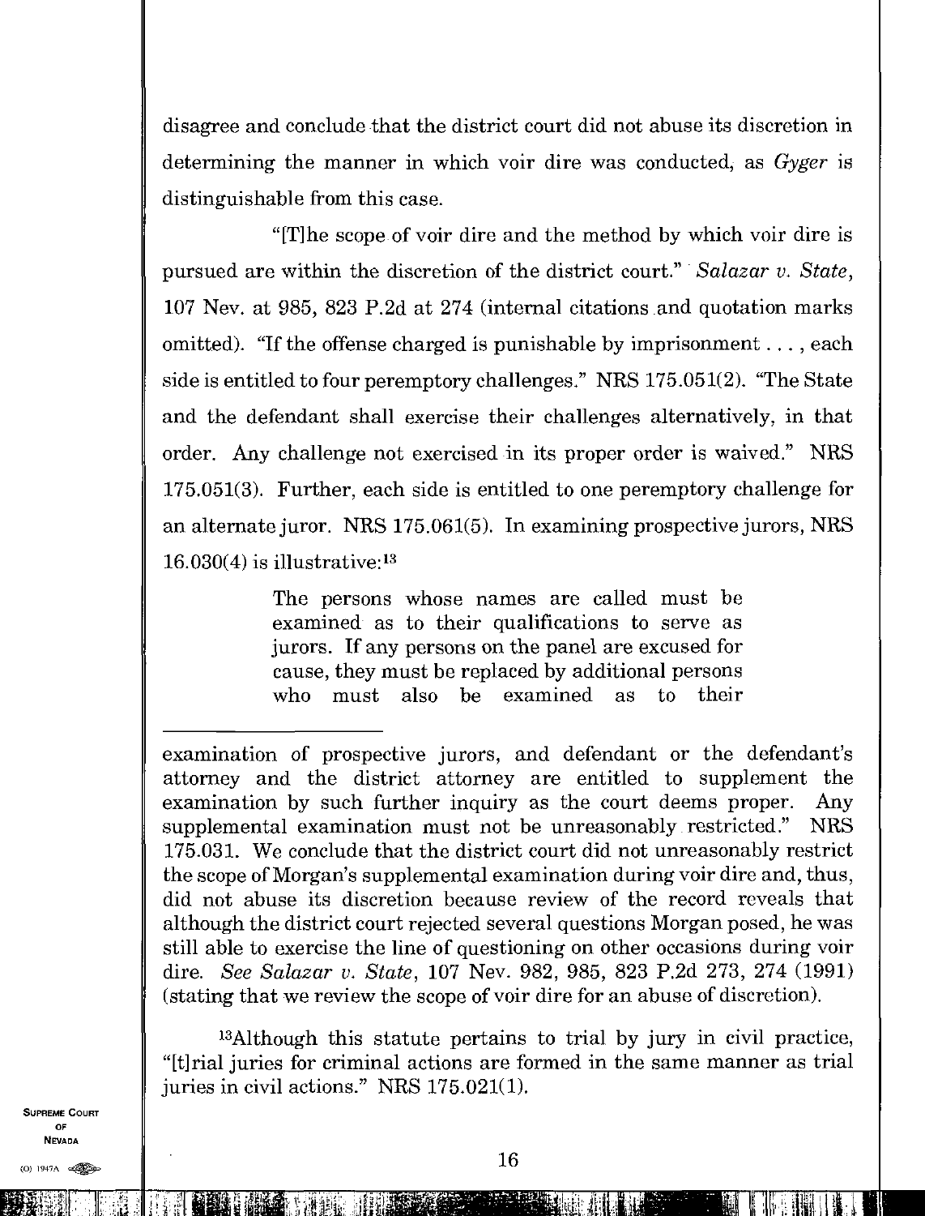disagree and conclude that the district court did not abuse its discretion in determining the manner in which voir dire was conducted, as *Gyger* is distinguishable from this case.

"[T]he scope of voir dire and the method by which voir dire is pursued are within the discretion of the district court." *Salazar v. State*, 107 Nev. at 985, 823 P.2d at 274 (internal citations and quotation marks omitted). "If the offense charged is punishable by imprisonment . . . , each side is entitled to four peremptory challenges." NRS 175.051(2). "The State and the defendant shall exercise their challenges alternatively, in that order. Any challenge not exercised in its proper order is waived." NRS 175.051(3). Further, each side is entitled to one peremptory challenge for an alternate juror. NRS 175.061(5). In examining prospective jurors, NRS 16.030(4) is illustrative:[13]

> The persons whose names are called must be examined as to their qualifications to serve as jurors. If any persons on the panel are excused for cause, they must be replaced by additional persons who must also be examined as to their

---

examination of prospective jurors, and defendant or the defendant's attorney and the district attorney are entitled to supplement the examination by such further inquiry as the court deems proper. Any supplemental examination must not be unreasonably restricted." NRS 175.031. We conclude that the district court did not unreasonably restrict the scope of Morgan's supplemental examination during voir dire and, thus, did not abuse its discretion because review of the record reveals that although the district court rejected several questions Morgan posed, he was still able to exercise the line of questioning on other occasions during voir dire. *See Salazar v. State*, 107 Nev. 982, 985, 823 P.2d 273, 274 (1991) (stating that we review the scope of voir dire for an abuse of discretion).

[13]Although this statute pertains to trial by jury in civil practice, "[t]rial juries for criminal actions are formed in the same manner as trial juries in civil actions." NRS 175.021(1).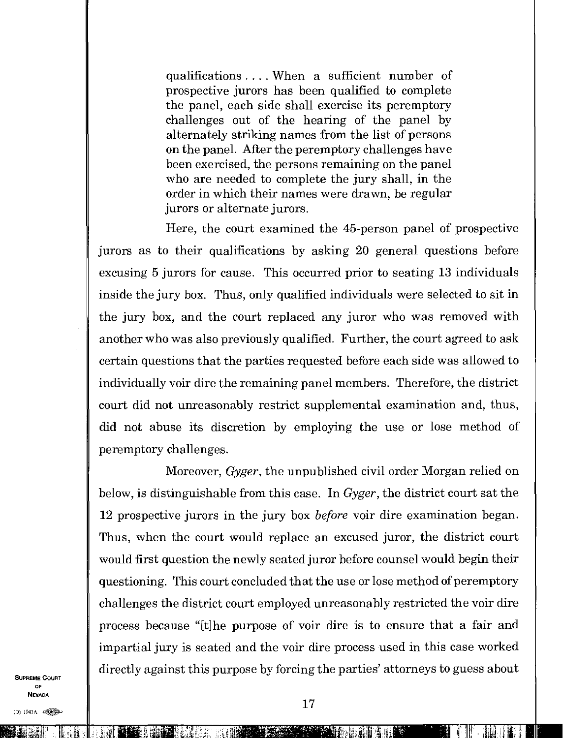> qualifications . . . . When a sufficient number of prospective jurors has been qualified to complete the panel, each side shall exercise its peremptory challenges out of the hearing of the panel by alternately striking names from the list of persons on the panel. After the peremptory challenges have been exercised, the persons remaining on the panel who are needed to complete the jury shall, in the order in which their names were drawn, be regular jurors or alternate jurors.

Here, the court examined the 45-person panel of prospective jurors as to their qualifications by asking 20 general questions before excusing 5 jurors for cause. This occurred prior to seating 13 individuals inside the jury box. Thus, only qualified individuals were selected to sit in the jury box, and the court replaced any juror who was removed with another who was also previously qualified. Further, the court agreed to ask certain questions that the parties requested before each side was allowed to individually voir dire the remaining panel members. Therefore, the district court did not unreasonably restrict supplemental examination and, thus, did not abuse its discretion by employing the use or lose method of peremptory challenges.

Moreover, *Gyger*, the unpublished civil order Morgan relied on below, is distinguishable from this case. In *Gyger*, the district court sat the 12 prospective jurors in the jury box *before* voir dire examination began. Thus, when the court would replace an excused juror, the district court would first question the newly seated juror before counsel would begin their questioning. This court concluded that the use or lose method of peremptory challenges the district court employed unreasonably restricted the voir dire process because "[t]he purpose of voir dire is to ensure that a fair and impartial jury is seated and the voir dire process used in this case worked directly against this purpose by forcing the parties' attorneys to guess about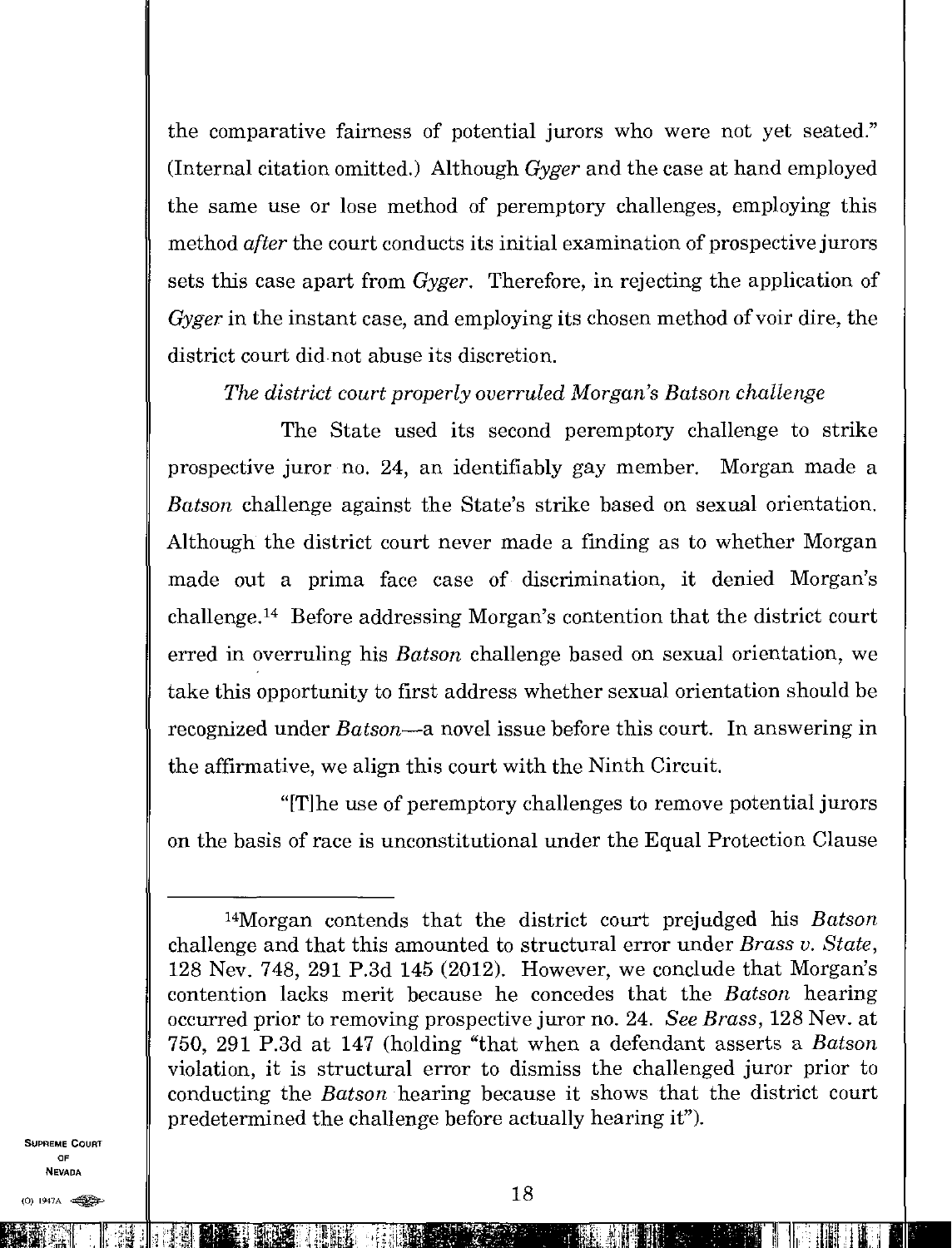the comparative fairness of potential jurors who were not yet seated." (Internal citation omitted.) Although *Gyger* and the case at hand employed the same use or lose method of peremptory challenges, employing this method *after* the court conducts its initial examination of prospective jurors sets this case apart from *Gyger*. Therefore, in rejecting the application of *Gyger* in the instant case, and employing its chosen method of voir dire, the district court did not abuse its discretion.

*The district court properly overruled Morgan's Batson challenge*

The State used its second peremptory challenge to strike prospective juror no. 24, an identifiably gay member. Morgan made a *Batson* challenge against the State's strike based on sexual orientation. Although the district court never made a finding as to whether Morgan made out a prima face case of discrimination, it denied Morgan's challenge.[14] Before addressing Morgan's contention that the district court erred in overruling his *Batson* challenge based on sexual orientation, we take this opportunity to first address whether sexual orientation should be recognized under *Batson*—a novel issue before this court. In answering in the affirmative, we align this court with the Ninth Circuit.

"[T]he use of peremptory challenges to remove potential jurors on the basis of race is unconstitutional under the Equal Protection Clause

---

[14]Morgan contends that the district court prejudged his *Batson* challenge and that this amounted to structural error under *Brass v. State*, 128 Nev. 748, 291 P.3d 145 (2012). However, we conclude that Morgan's contention lacks merit because he concedes that the *Batson* hearing occurred prior to removing prospective juror no. 24. *See Brass*, 128 Nev. at 750, 291 P.3d at 147 (holding "that when a defendant asserts a *Batson* violation, it is structural error to dismiss the challenged juror prior to conducting the *Batson* hearing because it shows that the district court predetermined the challenge before actually hearing it").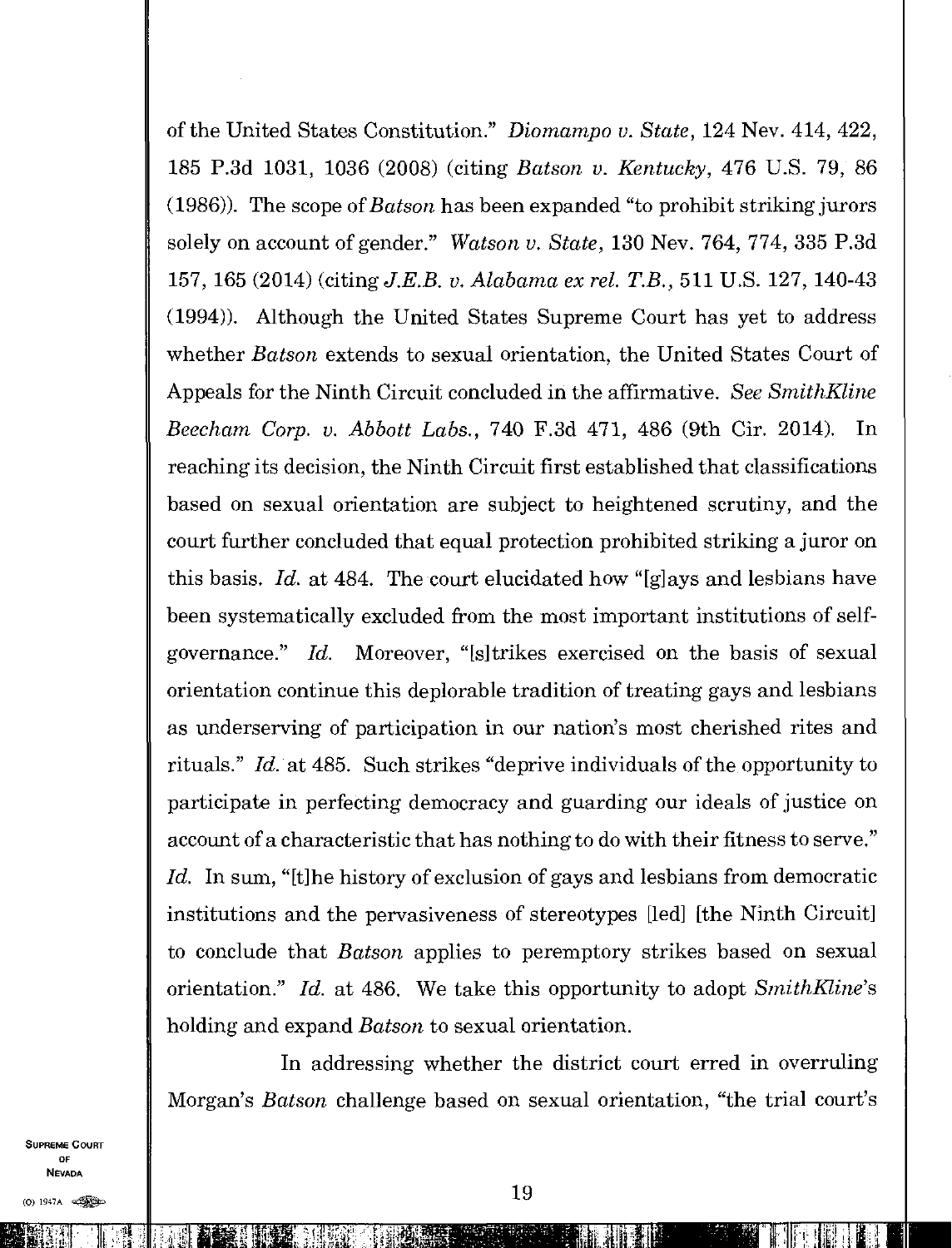of the United States Constitution." *Diomampo v. State*, 124 Nev. 414, 422, 185 P.3d 1031, 1036 (2008) (citing *Batson v. Kentucky*, 476 U.S. 79, 86 (1986)). The scope of *Batson* has been expanded "to prohibit striking jurors solely on account of gender." *Watson v. State*, 130 Nev. 764, 774, 335 P.3d 157, 165 (2014) (citing *J.E.B. v. Alabama ex rel. T.B.*, 511 U.S. 127, 140-43 (1994)). Although the United States Supreme Court has yet to address whether *Batson* extends to sexual orientation, the United States Court of Appeals for the Ninth Circuit concluded in the affirmative. *See SmithKline Beecham Corp. v. Abbott Labs.*, 740 F.3d 471, 486 (9th Cir. 2014). In reaching its decision, the Ninth Circuit first established that classifications based on sexual orientation are subject to heightened scrutiny, and the court further concluded that equal protection prohibited striking a juror on this basis. *Id.* at 484. The court elucidated how "[g]ays and lesbians have been systematically excluded from the most important institutions of self-governance." *Id.* Moreover, "[s]trikes exercised on the basis of sexual orientation continue this deplorable tradition of treating gays and lesbians as underserving of participation in our nation's most cherished rites and rituals." *Id.* at 485. Such strikes "deprive individuals of the opportunity to participate in perfecting democracy and guarding our ideals of justice on account of a characteristic that has nothing to do with their fitness to serve." *Id.* In sum, "[t]he history of exclusion of gays and lesbians from democratic institutions and the pervasiveness of stereotypes [led] [the Ninth Circuit] to conclude that *Batson* applies to peremptory strikes based on sexual orientation." *Id.* at 486. We take this opportunity to adopt *SmithKline*'s holding and expand *Batson* to sexual orientation.

In addressing whether the district court erred in overruling Morgan's *Batson* challenge based on sexual orientation, "the trial court's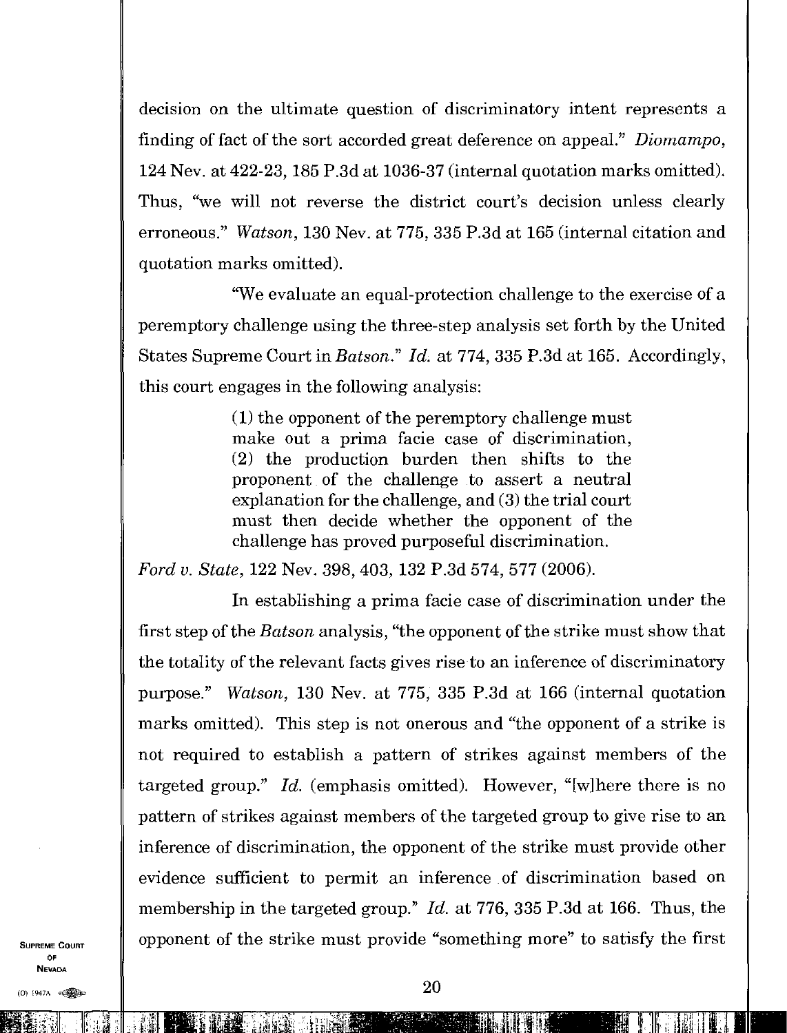decision on the ultimate question of discriminatory intent represents a finding of fact of the sort accorded great deference on appeal." *Diomampo*, 124 Nev. at 422-23, 185 P.3d at 1036-37 (internal quotation marks omitted). Thus, "we will not reverse the district court's decision unless clearly erroneous." *Watson*, 130 Nev. at 775, 335 P.3d at 165 (internal citation and quotation marks omitted).

"We evaluate an equal-protection challenge to the exercise of a peremptory challenge using the three-step analysis set forth by the United States Supreme Court in *Batson*." *Id.* at 774, 335 P.3d at 165. Accordingly, this court engages in the following analysis:

> (1) the opponent of the peremptory challenge must make out a prima facie case of discrimination, (2) the production burden then shifts to the proponent of the challenge to assert a neutral explanation for the challenge, and (3) the trial court must then decide whether the opponent of the challenge has proved purposeful discrimination.

*Ford v. State*, 122 Nev. 398, 403, 132 P.3d 574, 577 (2006).

In establishing a prima facie case of discrimination under the first step of the *Batson* analysis, "the opponent of the strike must show that the totality of the relevant facts gives rise to an inference of discriminatory purpose." *Watson*, 130 Nev. at 775, 335 P.3d at 166 (internal quotation marks omitted). This step is not onerous and "the opponent of a strike is not required to establish a pattern of strikes against members of the targeted group." *Id.* (emphasis omitted). However, "[w]here there is no pattern of strikes against members of the targeted group to give rise to an inference of discrimination, the opponent of the strike must provide other evidence sufficient to permit an inference of discrimination based on membership in the targeted group." *Id.* at 776, 335 P.3d at 166. Thus, the opponent of the strike must provide "something more" to satisfy the first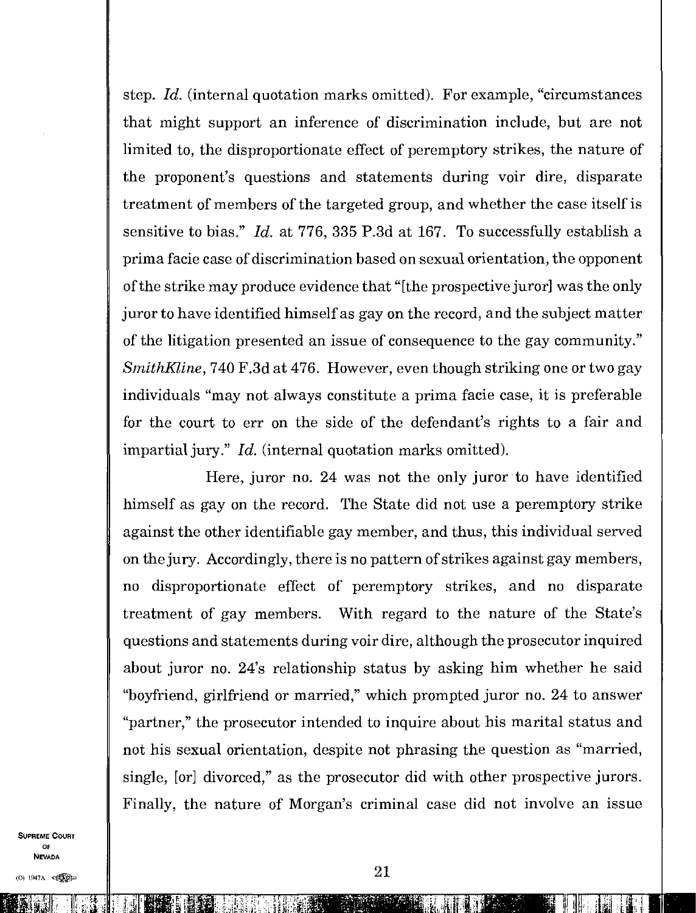step. *Id.* (internal quotation marks omitted). For example, "circumstances that might support an inference of discrimination include, but are not limited to, the disproportionate effect of peremptory strikes, the nature of the proponent's questions and statements during voir dire, disparate treatment of members of the targeted group, and whether the case itself is sensitive to bias." *Id.* at 776, 335 P.3d at 167. To successfully establish a prima facie case of discrimination based on sexual orientation, the opponent of the strike may produce evidence that "[the prospective juror] was the only juror to have identified himself as gay on the record, and the subject matter of the litigation presented an issue of consequence to the gay community." *SmithKline*, 740 F.3d at 476. However, even though striking one or two gay individuals "may not always constitute a prima facie case, it is preferable for the court to err on the side of the defendant's rights to a fair and impartial jury." *Id.* (internal quotation marks omitted).

Here, juror no. 24 was not the only juror to have identified himself as gay on the record. The State did not use a peremptory strike against the other identifiable gay member, and thus, this individual served on the jury. Accordingly, there is no pattern of strikes against gay members, no disproportionate effect of peremptory strikes, and no disparate treatment of gay members. With regard to the nature of the State's questions and statements during voir dire, although the prosecutor inquired about juror no. 24's relationship status by asking him whether he said "boyfriend, girlfriend or married," which prompted juror no. 24 to answer "partner," the prosecutor intended to inquire about his marital status and not his sexual orientation, despite not phrasing the question as "married, single, [or] divorced," as the prosecutor did with other prospective jurors. Finally, the nature of Morgan's criminal case did not involve an issue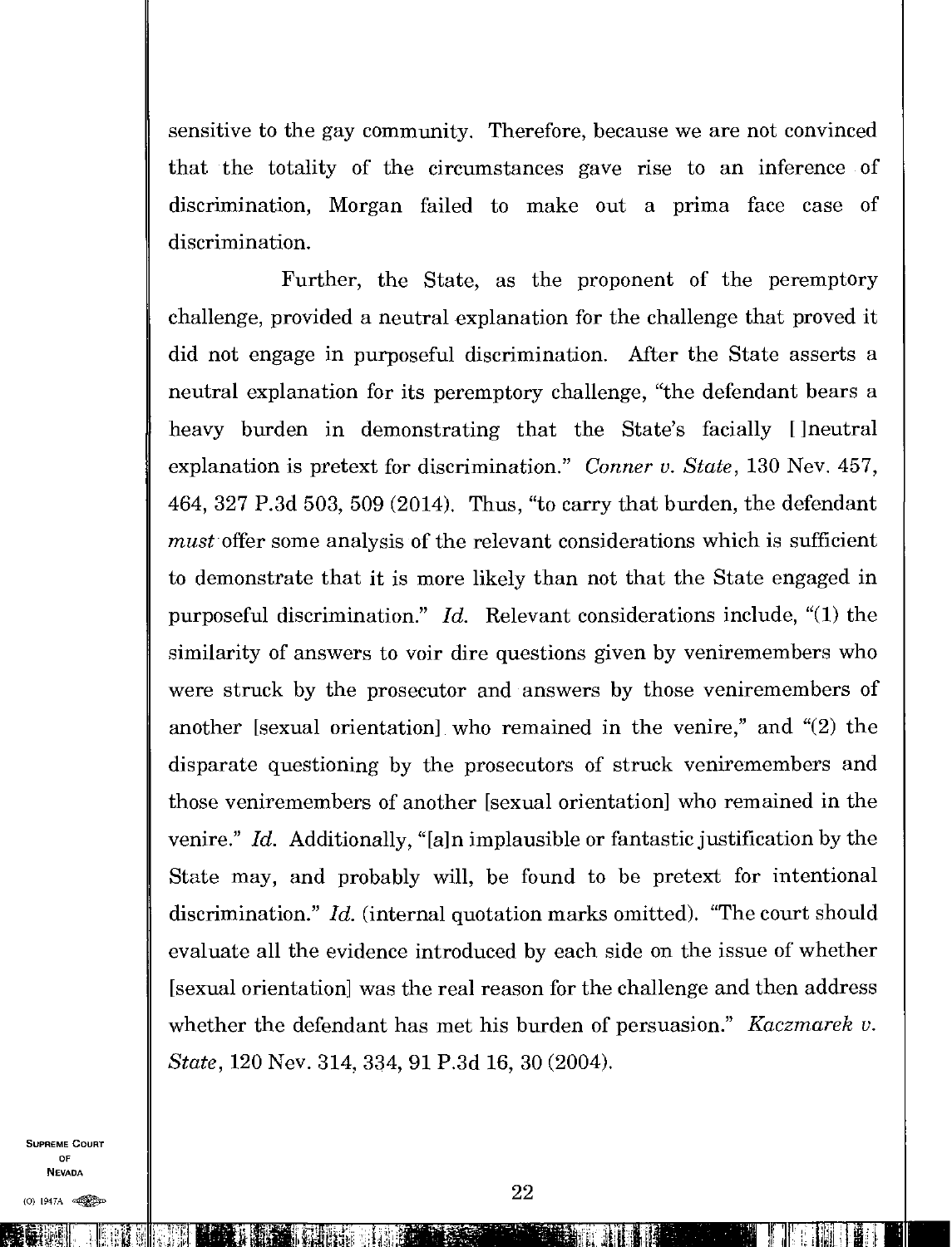sensitive to the gay community. Therefore, because we are not convinced that the totality of the circumstances gave rise to an inference of discrimination, Morgan failed to make out a prima face case of discrimination.

Further, the State, as the proponent of the peremptory challenge, provided a neutral explanation for the challenge that proved it did not engage in purposeful discrimination. After the State asserts a neutral explanation for its peremptory challenge, "the defendant bears a heavy burden in demonstrating that the State's facially [ ]neutral explanation is pretext for discrimination." *Conner v. State*, 130 Nev. 457, 464, 327 P.3d 503, 509 (2014). Thus, "to carry that burden, the defendant *must* offer some analysis of the relevant considerations which is sufficient to demonstrate that it is more likely than not that the State engaged in purposeful discrimination." *Id.* Relevant considerations include, "(1) the similarity of answers to voir dire questions given by veniremembers who were struck by the prosecutor and answers by those veniremembers of another [sexual orientation] who remained in the venire," and "(2) the disparate questioning by the prosecutors of struck veniremembers and those veniremembers of another [sexual orientation] who remained in the venire." *Id.* Additionally, "[a]n implausible or fantastic justification by the State may, and probably will, be found to be pretext for intentional discrimination." *Id.* (internal quotation marks omitted). "The court should evaluate all the evidence introduced by each side on the issue of whether [sexual orientation] was the real reason for the challenge and then address whether the defendant has met his burden of persuasion." *Kaczmarek v. State*, 120 Nev. 314, 334, 91 P.3d 16, 30 (2004).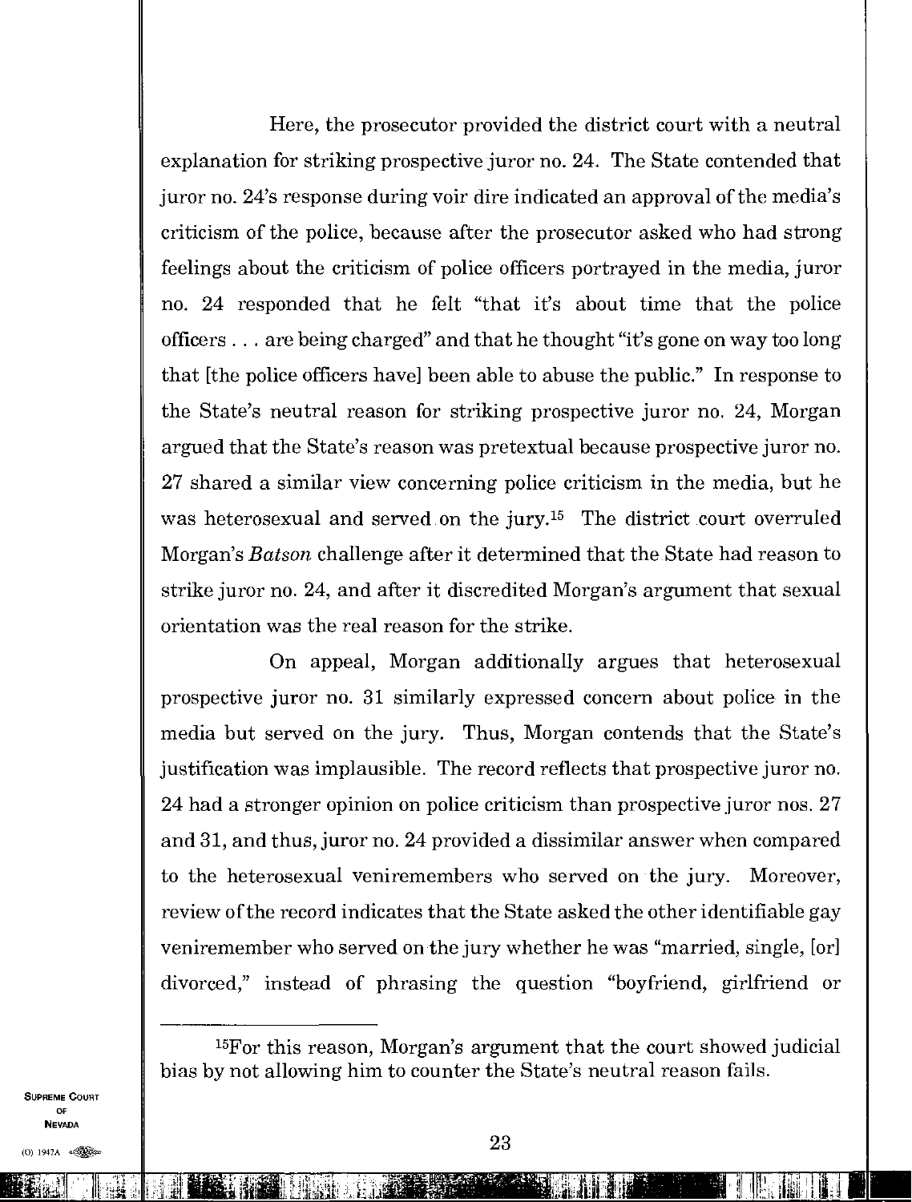Here, the prosecutor provided the district court with a neutral explanation for striking prospective juror no. 24. The State contended that juror no. 24's response during voir dire indicated an approval of the media's criticism of the police, because after the prosecutor asked who had strong feelings about the criticism of police officers portrayed in the media, juror no. 24 responded that he felt "that it's about time that the police officers . . . are being charged" and that he thought "it's gone on way too long that [the police officers have] been able to abuse the public." In response to the State's neutral reason for striking prospective juror no. 24, Morgan argued that the State's reason was pretextual because prospective juror no. 27 shared a similar view concerning police criticism in the media, but he was heterosexual and served on the jury.[15] The district court overruled Morgan's *Batson* challenge after it determined that the State had reason to strike juror no. 24, and after it discredited Morgan's argument that sexual orientation was the real reason for the strike.

On appeal, Morgan additionally argues that heterosexual prospective juror no. 31 similarly expressed concern about police in the media but served on the jury. Thus, Morgan contends that the State's justification was implausible. The record reflects that prospective juror no. 24 had a stronger opinion on police criticism than prospective juror nos. 27 and 31, and thus, juror no. 24 provided a dissimilar answer when compared to the heterosexual veniremembers who served on the jury. Moreover, review of the record indicates that the State asked the other identifiable gay veniremember who served on the jury whether he was "married, single, [or] divorced," instead of phrasing the question "boyfriend, girlfriend or

---

[15]For this reason, Morgan's argument that the court showed judicial bias by not allowing him to counter the State's neutral reason fails.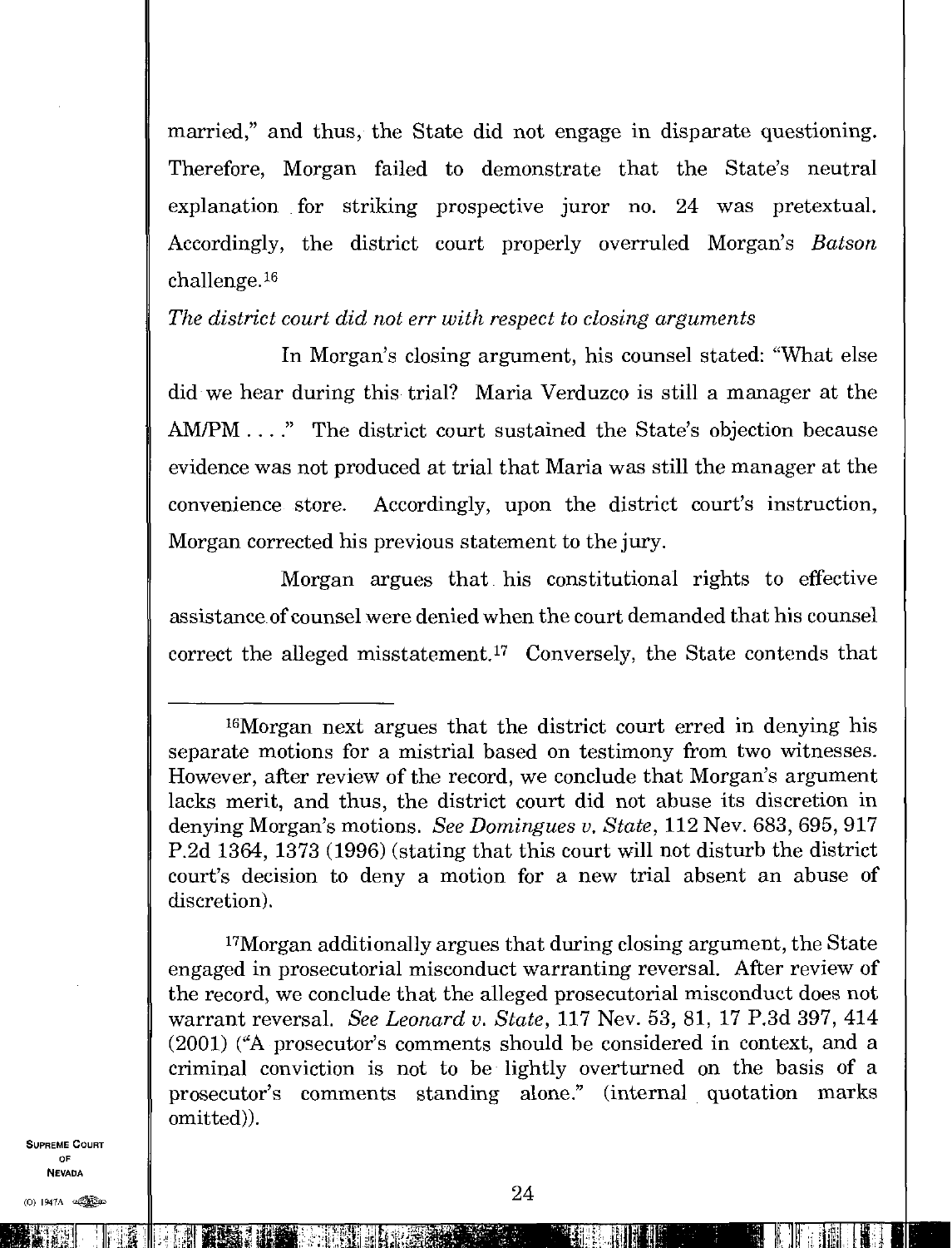married," and thus, the State did not engage in disparate questioning. Therefore, Morgan failed to demonstrate that the State's neutral explanation for striking prospective juror no. 24 was pretextual. Accordingly, the district court properly overruled Morgan's *Batson* challenge.[16]

*The district court did not err with respect to closing arguments*

In Morgan's closing argument, his counsel stated: "What else did we hear during this trial? Maria Verduzco is still a manager at the AM/PM . . . ." The district court sustained the State's objection because evidence was not produced at trial that Maria was still the manager at the convenience store. Accordingly, upon the district court's instruction, Morgan corrected his previous statement to the jury.

Morgan argues that his constitutional rights to effective assistance of counsel were denied when the court demanded that his counsel correct the alleged misstatement.[17] Conversely, the State contends that

---

[16]Morgan next argues that the district court erred in denying his separate motions for a mistrial based on testimony from two witnesses. However, after review of the record, we conclude that Morgan's argument lacks merit, and thus, the district court did not abuse its discretion in denying Morgan's motions. *See Domingues v. State*, 112 Nev. 683, 695, 917 P.2d 1364, 1373 (1996) (stating that this court will not disturb the district court's decision to deny a motion for a new trial absent an abuse of discretion).

[17]Morgan additionally argues that during closing argument, the State engaged in prosecutorial misconduct warranting reversal. After review of the record, we conclude that the alleged prosecutorial misconduct does not warrant reversal. *See Leonard v. State*, 117 Nev. 53, 81, 17 P.3d 397, 414 (2001) ("A prosecutor's comments should be considered in context, and a criminal conviction is not to be lightly overturned on the basis of a prosecutor's comments standing alone." (internal quotation marks omitted)).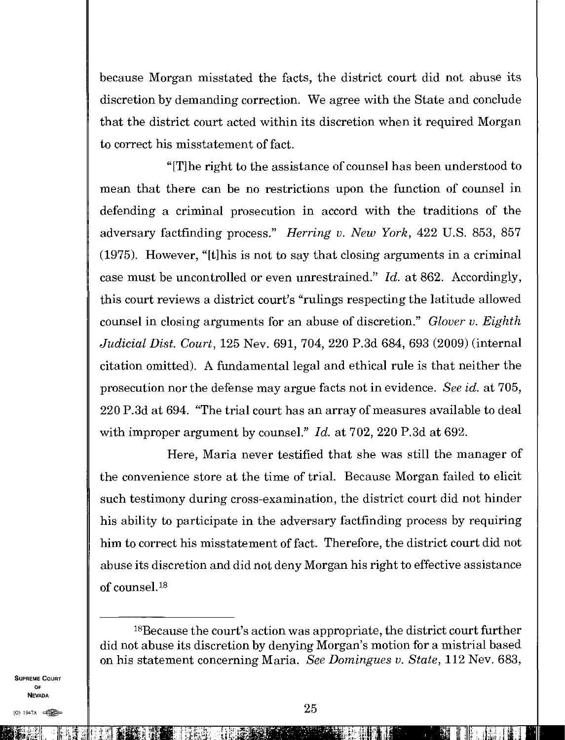because Morgan misstated the facts, the district court did not abuse its discretion by demanding correction. We agree with the State and conclude that the district court acted within its discretion when it required Morgan to correct his misstatement of fact.

"[T]he right to the assistance of counsel has been understood to mean that there can be no restrictions upon the function of counsel in defending a criminal prosecution in accord with the traditions of the adversary factfinding process." *Herring v. New York*, 422 U.S. 853, 857 (1975). However, "[t]his is not to say that closing arguments in a criminal case must be uncontrolled or even unrestrained." *Id.* at 862. Accordingly, this court reviews a district court's "rulings respecting the latitude allowed counsel in closing arguments for an abuse of discretion." *Glover v. Eighth Judicial Dist. Court*, 125 Nev. 691, 704, 220 P.3d 684, 693 (2009) (internal citation omitted). A fundamental legal and ethical rule is that neither the prosecution nor the defense may argue facts not in evidence. *See id.* at 705, 220 P.3d at 694. "The trial court has an array of measures available to deal with improper argument by counsel." *Id.* at 702, 220 P.3d at 692.

Here, Maria never testified that she was still the manager of the convenience store at the time of trial. Because Morgan failed to elicit such testimony during cross-examination, the district court did not hinder his ability to participate in the adversary factfinding process by requiring him to correct his misstatement of fact. Therefore, the district court did not abuse its discretion and did not deny Morgan his right to effective assistance of counsel.[18]

---

[18]Because the court's action was appropriate, the district court further did not abuse its discretion by denying Morgan's motion for a mistrial based on his statement concerning Maria. *See Domingues v. State*, 112 Nev. 683,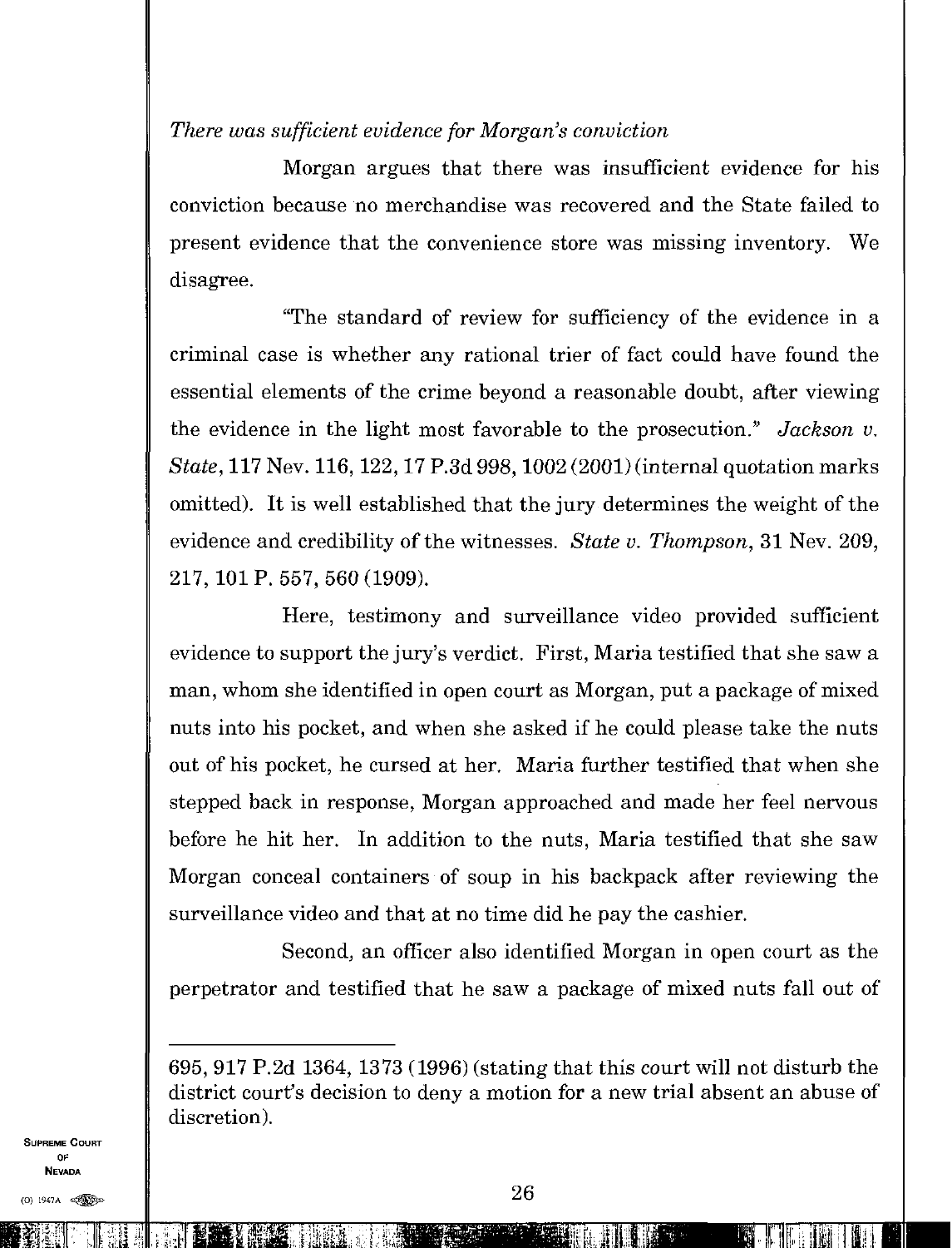*There was sufficient evidence for Morgan's conviction*

Morgan argues that there was insufficient evidence for his conviction because no merchandise was recovered and the State failed to present evidence that the convenience store was missing inventory. We disagree.

"The standard of review for sufficiency of the evidence in a criminal case is whether any rational trier of fact could have found the essential elements of the crime beyond a reasonable doubt, after viewing the evidence in the light most favorable to the prosecution." *Jackson v. State*, 117 Nev. 116, 122, 17 P.3d 998, 1002 (2001) (internal quotation marks omitted). It is well established that the jury determines the weight of the evidence and credibility of the witnesses. *State v. Thompson*, 31 Nev. 209, 217, 101 P. 557, 560 (1909).

Here, testimony and surveillance video provided sufficient evidence to support the jury's verdict. First, Maria testified that she saw a man, whom she identified in open court as Morgan, put a package of mixed nuts into his pocket, and when she asked if he could please take the nuts out of his pocket, he cursed at her. Maria further testified that when she stepped back in response, Morgan approached and made her feel nervous before he hit her. In addition to the nuts, Maria testified that she saw Morgan conceal containers of soup in his backpack after reviewing the surveillance video and that at no time did he pay the cashier.

Second, an officer also identified Morgan in open court as the perpetrator and testified that he saw a package of mixed nuts fall out of

---

695, 917 P.2d 1364, 1373 (1996) (stating that this court will not disturb the district court's decision to deny a motion for a new trial absent an abuse of discretion).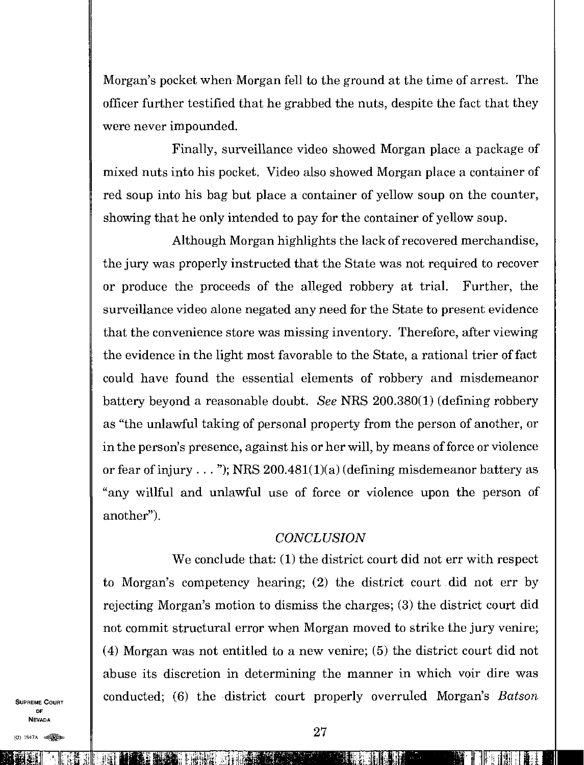Morgan's pocket when Morgan fell to the ground at the time of arrest. The officer further testified that he grabbed the nuts, despite the fact that they were never impounded.

Finally, surveillance video showed Morgan place a package of mixed nuts into his pocket. Video also showed Morgan place a container of red soup into his bag but place a container of yellow soup on the counter, showing that he only intended to pay for the container of yellow soup.

Although Morgan highlights the lack of recovered merchandise, the jury was properly instructed that the State was not required to recover or produce the proceeds of the alleged robbery at trial. Further, the surveillance video alone negated any need for the State to present evidence that the convenience store was missing inventory. Therefore, after viewing the evidence in the light most favorable to the State, a rational trier of fact could have found the essential elements of robbery and misdemeanor battery beyond a reasonable doubt. *See* NRS 200.380(1) (defining robbery as "the unlawful taking of personal property from the person of another, or in the person's presence, against his or her will, by means of force or violence or fear of injury . . . "); NRS 200.481(1)(a) (defining misdemeanor battery as "any willful and unlawful use of force or violence upon the person of another").

### *CONCLUSION*

We conclude that: (1) the district court did not err with respect to Morgan's competency hearing; (2) the district court did not err by rejecting Morgan's motion to dismiss the charges; (3) the district court did not commit structural error when Morgan moved to strike the jury venire; (4) Morgan was not entitled to a new venire; (5) the district court did not abuse its discretion in determining the manner in which voir dire was conducted; (6) the district court properly overruled Morgan's *Batson*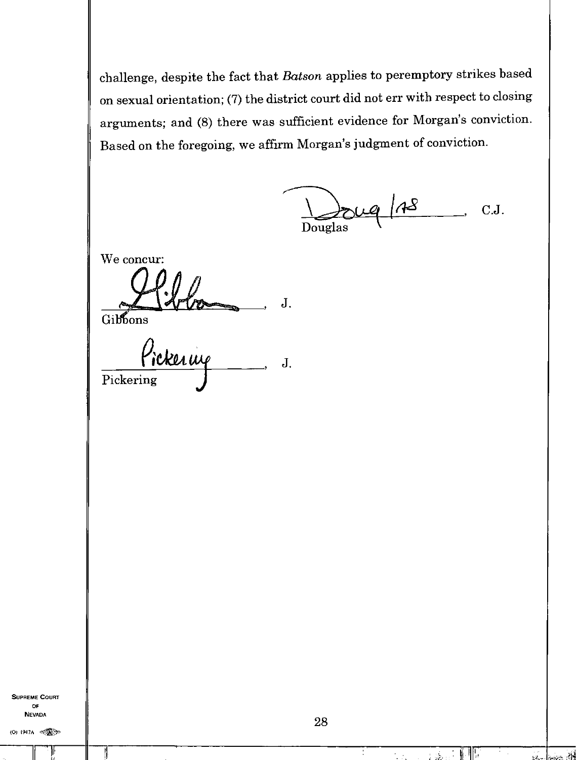challenge, despite the fact that *Batson* applies to peremptory strikes based on sexual orientation; (7) the district court did not err with respect to closing arguments; and (8) there was sufficient evidence for Morgan's conviction. Based on the foregoing, we affirm Morgan's judgment of conviction.

Douglas, C.J.

We concur:

Gibbons, J.

Pickering, J.